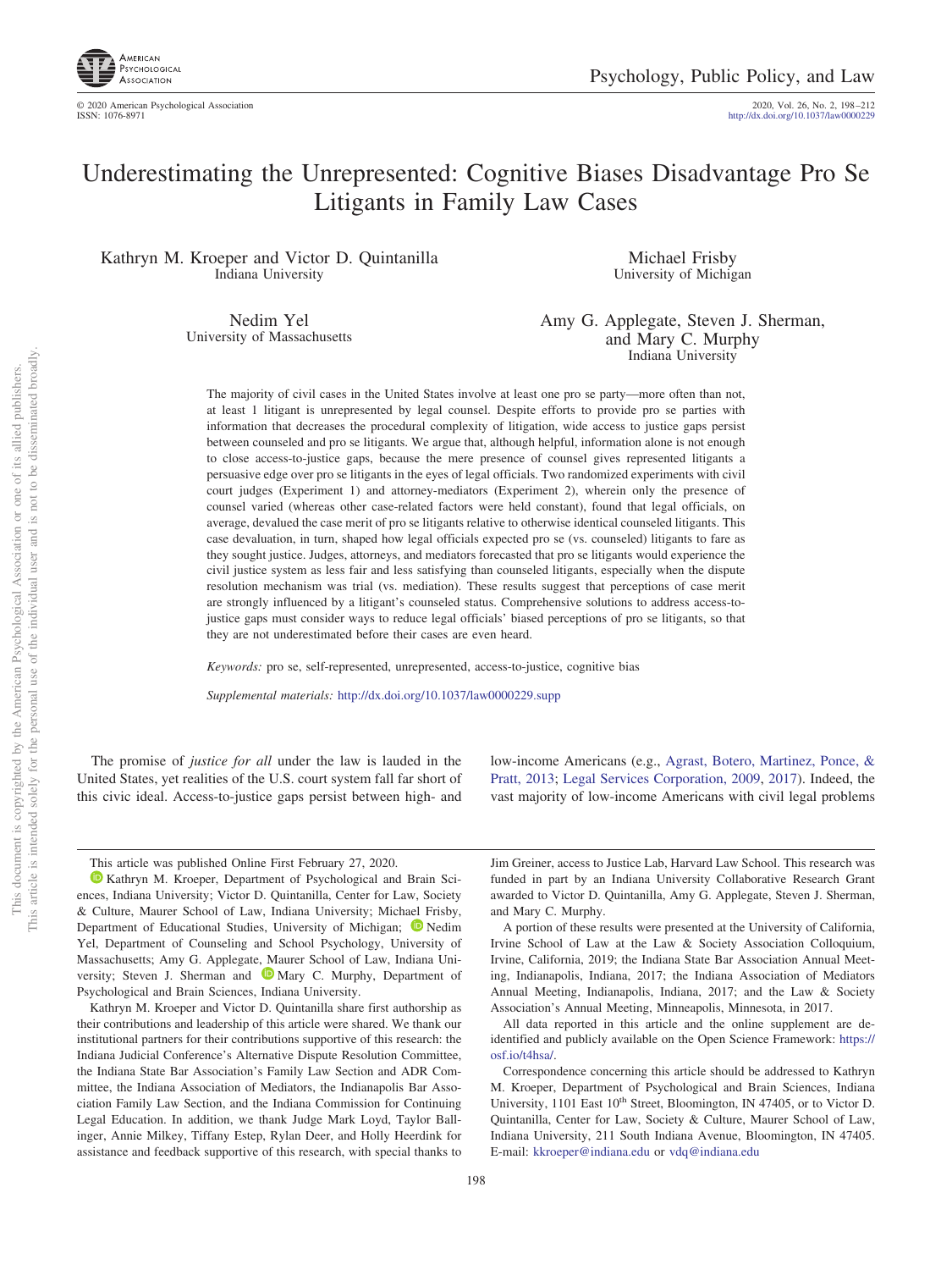# Underestimating the Unrepresented: Cognitive Biases Disadvantage Pro Se Litigants in Family Law Cases

Kathryn M. Kroeper and Victor D. Quintanilla
Indiana University

Michael Frisby
University of Michigan

Nedim Yel
University of Massachusetts

Amy G. Applegate, Steven J. Sherman, and Mary C. Murphy
Indiana University

The majority of civil cases in the United States involve at least one pro se party—more often than not, at least 1 litigant is unrepresented by legal counsel. Despite efforts to provide pro se parties with information that decreases the procedural complexity of litigation, wide access to justice gaps persist between counseled and pro se litigants. We argue that, although helpful, information alone is not enough to close access-to-justice gaps, because the mere presence of counsel gives represented litigants a persuasive edge over pro se litigants in the eyes of legal officials. Two randomized experiments with civil court judges (Experiment 1) and attorney-mediators (Experiment 2), wherein only the presence of counsel varied (whereas other case-related factors were held constant), found that legal officials, on average, devalued the case merit of pro se litigants relative to otherwise identical counseled litigants. This case devaluation, in turn, shaped how legal officials expected pro se (vs. counseled) litigants to fare as they sought justice. Judges, attorneys, and mediators forecasted that pro se litigants would experience the civil justice system as less fair and less satisfying than counseled litigants, especially when the dispute resolution mechanism was trial (vs. mediation). These results suggest that perceptions of case merit are strongly influenced by a litigant's counseled status. Comprehensive solutions to address access-to-justice gaps must consider ways to reduce legal officials' biased perceptions of pro se litigants, so that they are not underestimated before their cases are even heard.

*Keywords:* pro se, self-represented, unrepresented, access-to-justice, cognitive bias

*Supplemental materials:* http://dx.doi.org/10.1037/law0000229.supp

The promise of *justice for all* under the law is lauded in the United States, yet realities of the U.S. court system fall far short of this civic ideal. Access-to-justice gaps persist between high- and low-income Americans (e.g., Agrast, Botero, Martinez, Ponce, & Pratt, 2013; Legal Services Corporation, 2009, 2017). Indeed, the vast majority of low-income Americans with civil legal problems

---

This article was published Online First February 27, 2020.

Kathryn M. Kroeper, Department of Psychological and Brain Sciences, Indiana University; Victor D. Quintanilla, Center for Law, Society & Culture, Maurer School of Law, Indiana University; Michael Frisby, Department of Educational Studies, University of Michigan; Nedim Yel, Department of Counseling and School Psychology, University of Massachusetts; Amy G. Applegate, Maurer School of Law, Indiana University; Steven J. Sherman and Mary C. Murphy, Department of Psychological and Brain Sciences, Indiana University.

Kathryn M. Kroeper and Victor D. Quintanilla share first authorship as their contributions and leadership of this article were shared. We thank our institutional partners for their contributions supportive of this research: the Indiana Judicial Conference's Alternative Dispute Resolution Committee, the Indiana State Bar Association's Family Law Section and ADR Committee, the Indiana Association of Mediators, the Indianapolis Bar Association Family Law Section, and the Indiana Commission for Continuing Legal Education. In addition, we thank Judge Mark Loyd, Taylor Ballinger, Annie Milkey, Tiffany Estep, Rylan Deer, and Holly Heerdink for assistance and feedback supportive of this research, with special thanks to Jim Greiner, access to Justice Lab, Harvard Law School. This research was funded in part by an Indiana University Collaborative Research Grant awarded to Victor D. Quintanilla, Amy G. Applegate, Steven J. Sherman, and Mary C. Murphy.

A portion of these results were presented at the University of California, Irvine School of Law at the Law & Society Association Colloquium, Irvine, California, 2019; the Indiana State Bar Association Annual Meeting, Indianapolis, Indiana, 2017; the Indiana Association of Mediators Annual Meeting, Indianapolis, Indiana, 2017; and the Law & Society Association's Annual Meeting, Minneapolis, Minnesota, in 2017.

All data reported in this article and the online supplement are de-identified and publicly available on the Open Science Framework: https://osf.io/t4hsa/.

Correspondence concerning this article should be addressed to Kathryn M. Kroeper, Department of Psychological and Brain Sciences, Indiana University, 1101 East 10th Street, Bloomington, IN 47405, or to Victor D. Quintanilla, Center for Law, Society & Culture, Maurer School of Law, Indiana University, 211 South Indiana Avenue, Bloomington, IN 47405. E-mail: kkroeper@indiana.edu or vdq@indiana.edu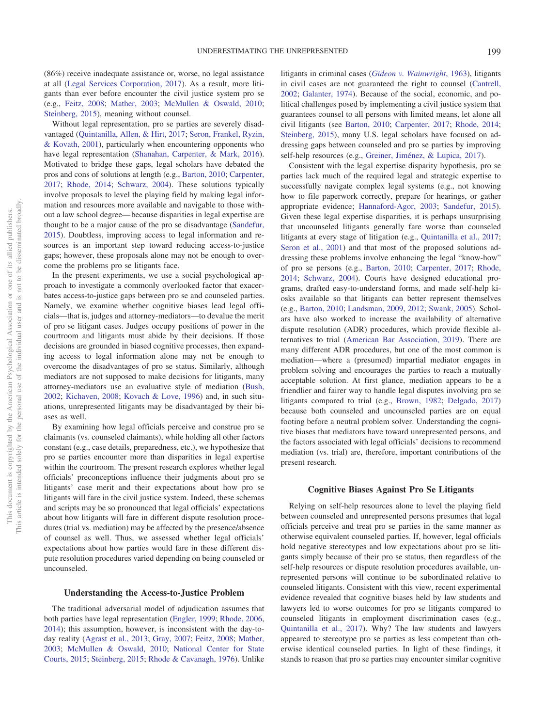(86%) receive inadequate assistance or, worse, no legal assistance at all (Legal Services Corporation, 2017). As a result, more litigants than ever before encounter the civil justice system pro se (e.g., Feitz, 2008; Mather, 2003; McMullen & Oswald, 2010; Steinberg, 2015), meaning without counsel.

Without legal representation, pro se parties are severely disadvantaged (Quintanilla, Allen, & Hirt, 2017; Seron, Frankel, Ryzin, & Kovath, 2001), particularly when encountering opponents who have legal representation (Shanahan, Carpenter, & Mark, 2016). Motivated to bridge these gaps, legal scholars have debated the pros and cons of solutions at length (e.g., Barton, 2010; Carpenter, 2017; Rhode, 2014; Schwarz, 2004). These solutions typically involve proposals to level the playing field by making legal information and resources more available and navigable to those without a law school degree—because disparities in legal expertise are thought to be a major cause of the pro se disadvantage (Sandefur, 2015). Doubtless, improving access to legal information and resources is an important step toward reducing access-to-justice gaps; however, these proposals alone may not be enough to overcome the problems pro se litigants face.

In the present experiments, we use a social psychological approach to investigate a commonly overlooked factor that exacerbates access-to-justice gaps between pro se and counseled parties. Namely, we examine whether cognitive biases lead legal officials—that is, judges and attorney-mediators—to devalue the merit of pro se litigant cases. Judges occupy positions of power in the courtroom and litigants must abide by their decisions. If those decisions are grounded in biased cognitive processes, then expanding access to legal information alone may not be enough to overcome the disadvantages of pro se status. Similarly, although mediators are not supposed to make decisions for litigants, many attorney-mediators use an evaluative style of mediation (Bush, 2002; Kichaven, 2008; Kovach & Love, 1996) and, in such situations, unrepresented litigants may be disadvantaged by their biases as well.

By examining how legal officials perceive and construe pro se claimants (vs. counseled claimants), while holding all other factors constant (e.g., case details, preparedness, etc.), we hypothesize that pro se parties encounter more than disparities in legal expertise within the courtroom. The present research explores whether legal officials' preconceptions influence their judgments about pro se litigants' case merit and their expectations about how pro se litigants will fare in the civil justice system. Indeed, these schemas and scripts may be so pronounced that legal officials' expectations about how litigants will fare in different dispute resolution procedures (trial vs. mediation) may be affected by the presence/absence of counsel as well. Thus, we assessed whether legal officials' expectations about how parties would fare in these different dispute resolution procedures varied depending on being counseled or uncounseled.

## Understanding the Access-to-Justice Problem

The traditional adversarial model of adjudication assumes that both parties have legal representation (Engler, 1999; Rhode, 2006, 2014); this assumption, however, is inconsistent with the day-to-day reality (Agrast et al., 2013; Gray, 2007; Feitz, 2008; Mather, 2003; McMullen & Oswald, 2010; National Center for State Courts, 2015; Steinberg, 2015; Rhode & Cavanagh, 1976). Unlike litigants in criminal cases (*Gideon v. Wainwright*, 1963), litigants in civil cases are not guaranteed the right to counsel (Cantrell, 2002; Galanter, 1974). Because of the social, economic, and political challenges posed by implementing a civil justice system that guarantees counsel to all persons with limited means, let alone all civil litigants (see Barton, 2010; Carpenter, 2017; Rhode, 2014; Steinberg, 2015), many U.S. legal scholars have focused on addressing gaps between counseled and pro se parties by improving self-help resources (e.g., Greiner, Jiménez, & Lupica, 2017).

Consistent with the legal expertise disparity hypothesis, pro se parties lack much of the required legal and strategic expertise to successfully navigate complex legal systems (e.g., not knowing how to file paperwork correctly, prepare for hearings, or gather appropriate evidence; Hannaford-Agor, 2003; Sandefur, 2015). Given these legal expertise disparities, it is perhaps unsurprising that uncounseled litigants generally fare worse than counseled litigants at every stage of litigation (e.g., Quintanilla et al., 2017; Seron et al., 2001) and that most of the proposed solutions addressing these problems involve enhancing the legal "know-how" of pro se persons (e.g., Barton, 2010; Carpenter, 2017; Rhode, 2014; Schwarz, 2004). Courts have designed educational programs, drafted easy-to-understand forms, and made self-help kiosks available so that litigants can better represent themselves (e.g., Barton, 2010; Landsman, 2009, 2012; Swank, 2005). Scholars have also worked to increase the availability of alternative dispute resolution (ADR) procedures, which provide flexible alternatives to trial (American Bar Association, 2019). There are many different ADR procedures, but one of the most common is mediation—where a (presumed) impartial mediator engages in problem solving and encourages the parties to reach a mutually acceptable solution. At first glance, mediation appears to be a friendlier and fairer way to handle legal disputes involving pro se litigants compared to trial (e.g., Brown, 1982; Delgado, 2017) because both counseled and uncounseled parties are on equal footing before a neutral problem solver. Understanding the cognitive biases that mediators have toward unrepresented persons, and the factors associated with legal officials' decisions to recommend mediation (vs. trial) are, therefore, important contributions of the present research.

## Cognitive Biases Against Pro Se Litigants

Relying on self-help resources alone to level the playing field between counseled and unrepresented persons presumes that legal officials perceive and treat pro se parties in the same manner as otherwise equivalent counseled parties. If, however, legal officials hold negative stereotypes and low expectations about pro se litigants simply because of their pro se status, then regardless of the self-help resources or dispute resolution procedures available, unrepresented persons will continue to be subordinated relative to counseled litigants. Consistent with this view, recent experimental evidence revealed that cognitive biases held by law students and lawyers led to worse outcomes for pro se litigants compared to counseled litigants in employment discrimination cases (e.g., Quintanilla et al., 2017). Why? The law students and lawyers appeared to stereotype pro se parties as less competent than otherwise identical counseled parties. In light of these findings, it stands to reason that pro se parties may encounter similar cognitive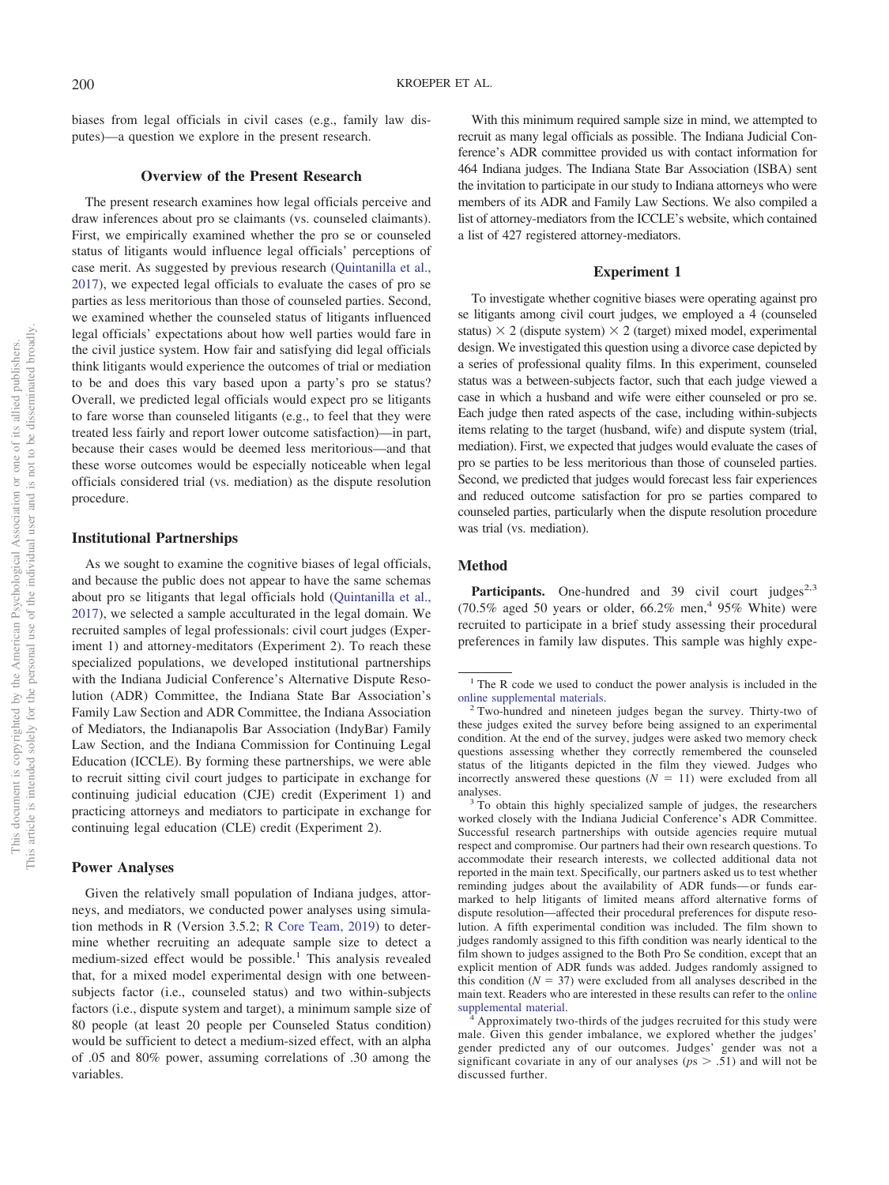biases from legal officials in civil cases (e.g., family law disputes)—a question we explore in the present research.

## Overview of the Present Research

The present research examines how legal officials perceive and draw inferences about pro se claimants (vs. counseled claimants). First, we empirically examined whether the pro se or counseled status of litigants would influence legal officials' perceptions of case merit. As suggested by previous research (Quintanilla et al., 2017), we expected legal officials to evaluate the cases of pro se parties as less meritorious than those of counseled parties. Second, we examined whether the counseled status of litigants influenced legal officials' expectations about how well parties would fare in the civil justice system. How fair and satisfying did legal officials think litigants would experience the outcomes of trial or mediation to be and does this vary based upon a party's pro se status? Overall, we predicted legal officials would expect pro se litigants to fare worse than counseled litigants (e.g., to feel that they were treated less fairly and report lower outcome satisfaction)—in part, because their cases would be deemed less meritorious—and that these worse outcomes would be especially noticeable when legal officials considered trial (vs. mediation) as the dispute resolution procedure.

### Institutional Partnerships

As we sought to examine the cognitive biases of legal officials, and because the public does not appear to have the same schemas about pro se litigants that legal officials hold (Quintanilla et al., 2017), we selected a sample acculturated in the legal domain. We recruited samples of legal professionals: civil court judges (Experiment 1) and attorney-meditators (Experiment 2). To reach these specialized populations, we developed institutional partnerships with the Indiana Judicial Conference's Alternative Dispute Resolution (ADR) Committee, the Indiana State Bar Association's Family Law Section and ADR Committee, the Indiana Association of Mediators, the Indianapolis Bar Association (IndyBar) Family Law Section, and the Indiana Commission for Continuing Legal Education (ICCLE). By forming these partnerships, we were able to recruit sitting civil court judges to participate in exchange for continuing judicial education (CJE) credit (Experiment 1) and practicing attorneys and mediators to participate in exchange for continuing legal education (CLE) credit (Experiment 2).

### Power Analyses

Given the relatively small population of Indiana judges, attorneys, and mediators, we conducted power analyses using simulation methods in R (Version 3.5.2; R Core Team, 2019) to determine whether recruiting an adequate sample size to detect a medium-sized effect would be possible.[1] This analysis revealed that, for a mixed model experimental design with one between-subjects factor (i.e., counseled status) and two within-subjects factors (i.e., dispute system and target), a minimum sample size of 80 people (at least 20 people per Counseled Status condition) would be sufficient to detect a medium-sized effect, with an alpha of .05 and 80% power, assuming correlations of .30 among the variables.

With this minimum required sample size in mind, we attempted to recruit as many legal officials as possible. The Indiana Judicial Conference's ADR committee provided us with contact information for 464 Indiana judges. The Indiana State Bar Association (ISBA) sent the invitation to participate in our study to Indiana attorneys who were members of its ADR and Family Law Sections. We also compiled a list of attorney-mediators from the ICCLE's website, which contained a list of 427 registered attorney-mediators.

## Experiment 1

To investigate whether cognitive biases were operating against pro se litigants among civil court judges, we employed a 4 (counseled status) × 2 (dispute system) × 2 (target) mixed model, experimental design. We investigated this question using a divorce case depicted by a series of professional quality films. In this experiment, counseled status was a between-subjects factor, such that each judge viewed a case in which a husband and wife were either counseled or pro se. Each judge then rated aspects of the case, including within-subjects items relating to the target (husband, wife) and dispute system (trial, mediation). First, we expected that judges would evaluate the cases of pro se parties to be less meritorious than those of counseled parties. Second, we predicted that judges would forecast less fair experiences and reduced outcome satisfaction for pro se parties compared to counseled parties, particularly when the dispute resolution procedure was trial (vs. mediation).

### Method

**Participants.** One-hundred and 39 civil court judges[2,3] (70.5% aged 50 years or older, 66.2% men,[4] 95% White) were recruited to participate in a brief study assessing their procedural preferences in family law disputes. This sample was highly expe-

---

[1] The R code we used to conduct the power analysis is included in the online supplemental materials.

[2] Two-hundred and nineteen judges began the survey. Thirty-two of these judges exited the survey before being assigned to an experimental condition. At the end of the survey, judges were asked two memory check questions assessing whether they correctly remembered the counseled status of the litigants depicted in the film they viewed. Judges who incorrectly answered these questions ($N = 11$) were excluded from all analyses.

[3] To obtain this highly specialized sample of judges, the researchers worked closely with the Indiana Judicial Conference's ADR Committee. Successful research partnerships with outside agencies require mutual respect and compromise. Our partners had their own research questions. To accommodate their research interests, we collected additional data not reported in the main text. Specifically, our partners asked us to test whether reminding judges about the availability of ADR funds—or funds earmarked to help litigants of limited means afford alternative forms of dispute resolution—affected their procedural preferences for dispute resolution. A fifth experimental condition was included. The film shown to judges randomly assigned to this fifth condition was nearly identical to the film shown to judges assigned to the Both Pro Se condition, except that an explicit mention of ADR funds was added. Judges randomly assigned to this condition ($N = 37$) were excluded from all analyses described in the main text. Readers who are interested in these results can refer to the online supplemental material.

[4] Approximately two-thirds of the judges recruited for this study were male. Given this gender imbalance, we explored whether the judges' gender predicted any of our outcomes. Judges' gender was not a significant covariate in any of our analyses ($ps > .51$) and will not be discussed further.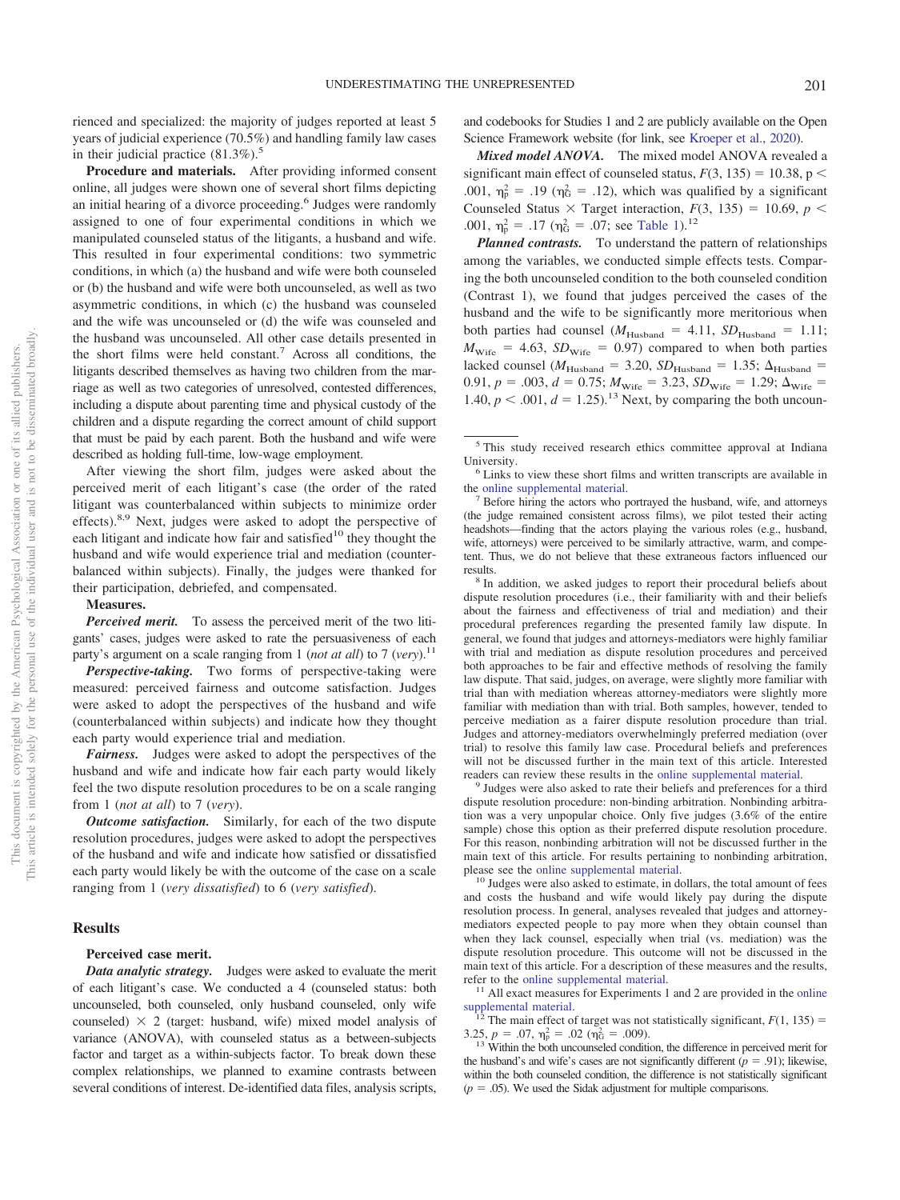rienced and specialized: the majority of judges reported at least 5 years of judicial experience (70.5%) and handling family law cases in their judicial practice (81.3%).[5]

**Procedure and materials.** After providing informed consent online, all judges were shown one of several short films depicting an initial hearing of a divorce proceeding.[6] Judges were randomly assigned to one of four experimental conditions in which we manipulated counseled status of the litigants, a husband and wife. This resulted in four experimental conditions: two symmetric conditions, in which (a) the husband and wife were both counseled or (b) the husband and wife were both uncounseled, as well as two asymmetric conditions, in which (c) the husband was counseled and the wife was uncounseled or (d) the wife was counseled and the husband was uncounseled. All other case details presented in the short films were held constant.[7] Across all conditions, the litigants described themselves as having two children from the marriage as well as two categories of unresolved, contested differences, including a dispute about parenting time and physical custody of the children and a dispute regarding the correct amount of child support that must be paid by each parent. Both the husband and wife were described as holding full-time, low-wage employment.

After viewing the short film, judges were asked about the perceived merit of each litigant's case (the order of the rated litigant was counterbalanced within subjects to minimize order effects).[8,9] Next, judges were asked to adopt the perspective of each litigant and indicate how fair and satisfied[10] they thought the husband and wife would experience trial and mediation (counterbalanced within subjects). Finally, the judges were thanked for their participation, debriefed, and compensated.

**Measures.**

***Perceived merit.*** To assess the perceived merit of the two litigants' cases, judges were asked to rate the persuasiveness of each party's argument on a scale ranging from 1 (*not at all*) to 7 (*very*).[11]

***Perspective-taking.*** Two forms of perspective-taking were measured: perceived fairness and outcome satisfaction. Judges were asked to adopt the perspectives of the husband and wife (counterbalanced within subjects) and indicate how they thought each party would experience trial and mediation.

***Fairness.*** Judges were asked to adopt the perspectives of the husband and wife and indicate how fair each party would likely feel the two dispute resolution procedures to be on a scale ranging from 1 (*not at all*) to 7 (*very*).

***Outcome satisfaction.*** Similarly, for each of the two dispute resolution procedures, judges were asked to adopt the perspectives of the husband and wife and indicate how satisfied or dissatisfied each party would likely be with the outcome of the case on a scale ranging from 1 (*very dissatisfied*) to 6 (*very satisfied*).

## Results

**Perceived case merit.**

***Data analytic strategy.*** Judges were asked to evaluate the merit of each litigant's case. We conducted a 4 (counseled status: both uncounseled, both counseled, only husband counseled, only wife counseled) × 2 (target: husband, wife) mixed model analysis of variance (ANOVA), with counseled status as a between-subjects factor and target as a within-subjects factor. To break down these complex relationships, we planned to examine contrasts between several conditions of interest. De-identified data files, analysis scripts, and codebooks for Studies 1 and 2 are publicly available on the Open Science Framework website (for link, see Kroeper et al., 2020).

***Mixed model ANOVA.*** The mixed model ANOVA revealed a significant main effect of counseled status, $F(3, 135) = 10.38$, $p < .001$, $\eta_p^2 = .19$ ($\eta_G^2 = .12$), which was qualified by a significant Counseled Status × Target interaction, $F(3, 135) = 10.69$, $p < .001$, $\eta_p^2 = .17$ ($\eta_G^2 = .07$; see Table 1).[12]

***Planned contrasts.*** To understand the pattern of relationships among the variables, we conducted simple effects tests. Comparing the both uncounseled condition to the both counseled condition (Contrast 1), we found that judges perceived the cases of the husband and the wife to be significantly more meritorious when both parties had counsel ($M_{\text{Husband}} = 4.11$, $SD_{\text{Husband}} = 1.11$; $M_{\text{Wife}} = 4.63$, $SD_{\text{Wife}} = 0.97$) compared to when both parties lacked counsel ($M_{\text{Husband}} = 3.20$, $SD_{\text{Husband}} = 1.35$; $\Delta_{\text{Husband}} = 0.91$, $p = .003$, $d = 0.75$; $M_{\text{Wife}} = 3.23$, $SD_{\text{Wife}} = 1.29$; $\Delta_{\text{Wife}} = 1.40$, $p < .001$, $d = 1.25$).[13] Next, by comparing the both uncoun-

---

[5] This study received research ethics committee approval at Indiana University.

[6] Links to view these short films and written transcripts are available in the online supplemental material.

[7] Before hiring the actors who portrayed the husband, wife, and attorneys (the judge remained consistent across films), we pilot tested their acting headshots—finding that the actors playing the various roles (e.g., husband, wife, attorneys) were perceived to be similarly attractive, warm, and competent. Thus, we do not believe that these extraneous factors influenced our results.

[8] In addition, we asked judges to report their procedural beliefs about dispute resolution procedures (i.e., their familiarity with and their beliefs about the fairness and effectiveness of trial and mediation) and their procedural preferences regarding the presented family law dispute. In general, we found that judges and attorneys-mediators were highly familiar with trial and mediation as dispute resolution procedures and perceived both approaches to be fair and effective methods of resolving the family law dispute. That said, judges, on average, were slightly more familiar with trial than with mediation whereas attorney-mediators were slightly more familiar with mediation than with trial. Both samples, however, tended to perceive mediation as a fairer dispute resolution procedure than trial. Judges and attorney-mediators overwhelmingly preferred mediation (over trial) to resolve this family law case. Procedural beliefs and preferences will not be discussed further in the main text of this article. Interested readers can review these results in the online supplemental material.

[9] Judges were also asked to rate their beliefs and preferences for a third dispute resolution procedure: non-binding arbitration. Nonbinding arbitration was a very unpopular choice. Only five judges (3.6% of the entire sample) chose this option as their preferred dispute resolution procedure. For this reason, nonbinding arbitration will not be discussed further in the main text of this article. For results pertaining to nonbinding arbitration, please see the online supplemental material.

[10] Judges were also asked to estimate, in dollars, the total amount of fees and costs the husband and wife would likely pay during the dispute resolution process. In general, analyses revealed that judges and attorney-mediators expected people to pay more when they obtain counsel than when they lack counsel, especially when trial (vs. mediation) was the dispute resolution procedure. This outcome will not be discussed in the main text of this article. For a description of these measures and the results, refer to the online supplemental material.

[11] All exact measures for Experiments 1 and 2 are provided in the online supplemental material.

[12] The main effect of target was not statistically significant, $F(1, 135) = 3.25$, $p = .07$, $\eta_p^2 = .02$ ($\eta_G^2 = .009$).

[13] Within the both uncounseled condition, the difference in perceived merit for the husband's and wife's cases are not significantly different ($p = .91$); likewise, within the both counseled condition, the difference is not statistically significant ($p = .05$). We used the Sidak adjustment for multiple comparisons.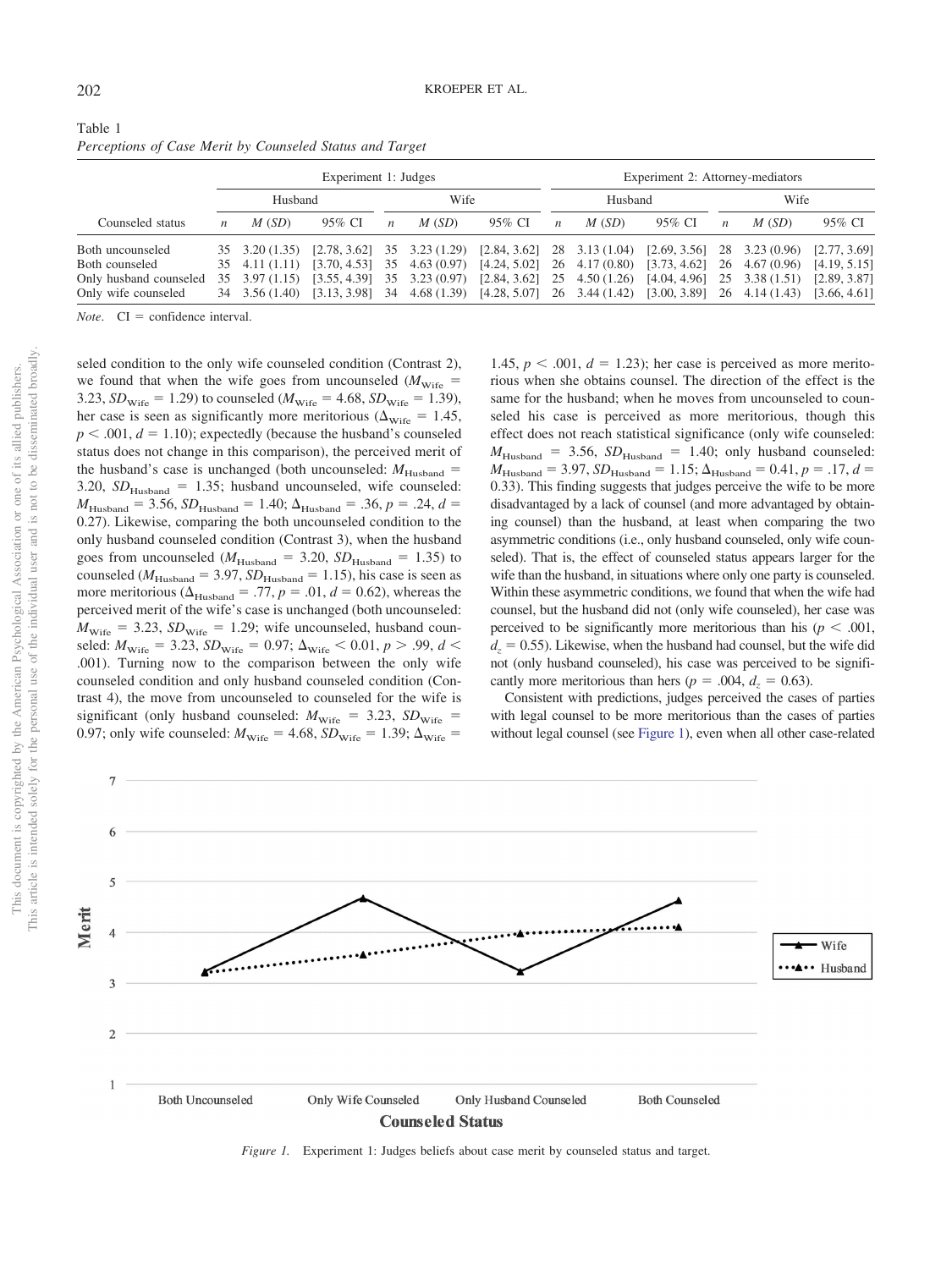Table 1
*Perceptions of Case Merit by Counseled Status and Target*

| | Experiment 1: Judges | | | | | | Experiment 2: Attorney-mediators | | | | | |
|---|---|---|---|---|---|---|---|---|---|---|---|---|
| | Husband | | | Wife | | | Husband | | | Wife | | |
| Counseled status | *n* | *M* (*SD*) | 95% CI | *n* | *M* (*SD*) | 95% CI | *n* | *M* (*SD*) | 95% CI | *n* | *M* (*SD*) | 95% CI |
| Both uncounseled | 35 | 3.20 (1.35) | [2.78, 3.62] | 35 | 3.23 (1.29) | [2.84, 3.62] | 28 | 3.13 (1.04) | [2.69, 3.56] | 28 | 3.23 (0.96) | [2.77, 3.69] |
| Both counseled | 35 | 4.11 (1.11) | [3.70, 4.53] | 35 | 4.63 (0.97) | [4.24, 5.02] | 26 | 4.17 (0.80) | [3.73, 4.62] | 26 | 4.67 (0.96) | [4.19, 5.15] |
| Only husband counseled | 35 | 3.97 (1.15) | [3.55, 4.39] | 35 | 3.23 (0.97) | [2.84, 3.62] | 25 | 4.50 (1.26) | [4.04, 4.96] | 25 | 3.38 (1.51) | [2.89, 3.87] |
| Only wife counseled | 34 | 3.56 (1.40) | [3.13, 3.98] | 34 | 4.68 (1.39) | [4.28, 5.07] | 26 | 3.44 (1.42) | [3.00, 3.89] | 26 | 4.14 (1.43) | [3.66, 4.61] |

*Note*. CI = confidence interval.

seled condition to the only wife counseled condition (Contrast 2), we found that when the wife goes from uncounseled ($M_{\text{Wife}}$ = 3.23, $SD_{\text{Wife}}$ = 1.29) to counseled ($M_{\text{Wife}}$ = 4.68, $SD_{\text{Wife}}$ = 1.39), her case is seen as significantly more meritorious ($\Delta_{\text{Wife}}$ = 1.45, $p$ < .001, $d$ = 1.10); expectedly (because the husband's counseled status does not change in this comparison), the perceived merit of the husband's case is unchanged (both uncounseled: $M_{\text{Husband}}$ = 3.20, $SD_{\text{Husband}}$ = 1.35; husband uncounseled, wife counseled: $M_{\text{Husband}}$ = 3.56, $SD_{\text{Husband}}$ = 1.40; $\Delta_{\text{Husband}}$ = .36, $p$ = .24, $d$ = 0.27). Likewise, comparing the both uncounseled condition to the only husband counseled condition (Contrast 3), when the husband goes from uncounseled ($M_{\text{Husband}}$ = 3.20, $SD_{\text{Husband}}$ = 1.35) to counseled ($M_{\text{Husband}}$ = 3.97, $SD_{\text{Husband}}$ = 1.15), his case is seen as more meritorious ($\Delta_{\text{Husband}}$ = .77, $p$ = .01, $d$ = 0.62), whereas the perceived merit of the wife's case is unchanged (both uncounseled: $M_{\text{Wife}}$ = 3.23, $SD_{\text{Wife}}$ = 1.29; wife uncounseled, husband counseled: $M_{\text{Wife}}$ = 3.23, $SD_{\text{Wife}}$ = 0.97; $\Delta_{\text{Wife}}$ < 0.01, $p$ > .99, $d$ < .001). Turning now to the comparison between the only wife counseled condition and only husband counseled condition (Contrast 4), the move from uncounseled to counseled for the wife is significant (only husband counseled: $M_{\text{Wife}}$ = 3.23, $SD_{\text{Wife}}$ = 0.97; only wife counseled: $M_{\text{Wife}}$ = 4.68, $SD_{\text{Wife}}$ = 1.39; $\Delta_{\text{Wife}}$ = 1.45, $p$ < .001, $d$ = 1.23); her case is perceived as more meritorious when she obtains counsel. The direction of the effect is the same for the husband; when he moves from uncounseled to counseled his case is perceived as more meritorious, though this effect does not reach statistical significance (only wife counseled: $M_{\text{Husband}}$ = 3.56, $SD_{\text{Husband}}$ = 1.40; only husband counseled: $M_{\text{Husband}}$ = 3.97, $SD_{\text{Husband}}$ = 1.15; $\Delta_{\text{Husband}}$ = 0.41, $p$ = .17, $d$ = 0.33). This finding suggests that judges perceive the wife to be more disadvantaged by a lack of counsel (and more advantaged by obtaining counsel) than the husband, at least when comparing the two asymmetric conditions (i.e., only husband counseled, only wife counseled). That is, the effect of counseled status appears larger for the wife than the husband, in situations where only one party is counseled. Within these asymmetric conditions, we found that when the wife had counsel, but the husband did not (only wife counseled), her case was perceived to be significantly more meritorious than his ($p$ < .001, $d_z$ = 0.55). Likewise, when the husband had counsel, but the wife did not (only husband counseled), his case was perceived to be significantly more meritorious than hers ($p$ = .004, $d_z$ = 0.63).

Consistent with predictions, judges perceived the cases of parties with legal counsel to be more meritorious than the cases of parties without legal counsel (see Figure 1), even when all other case-related

*Figure 1.* Experiment 1: Judges beliefs about case merit by counseled status and target.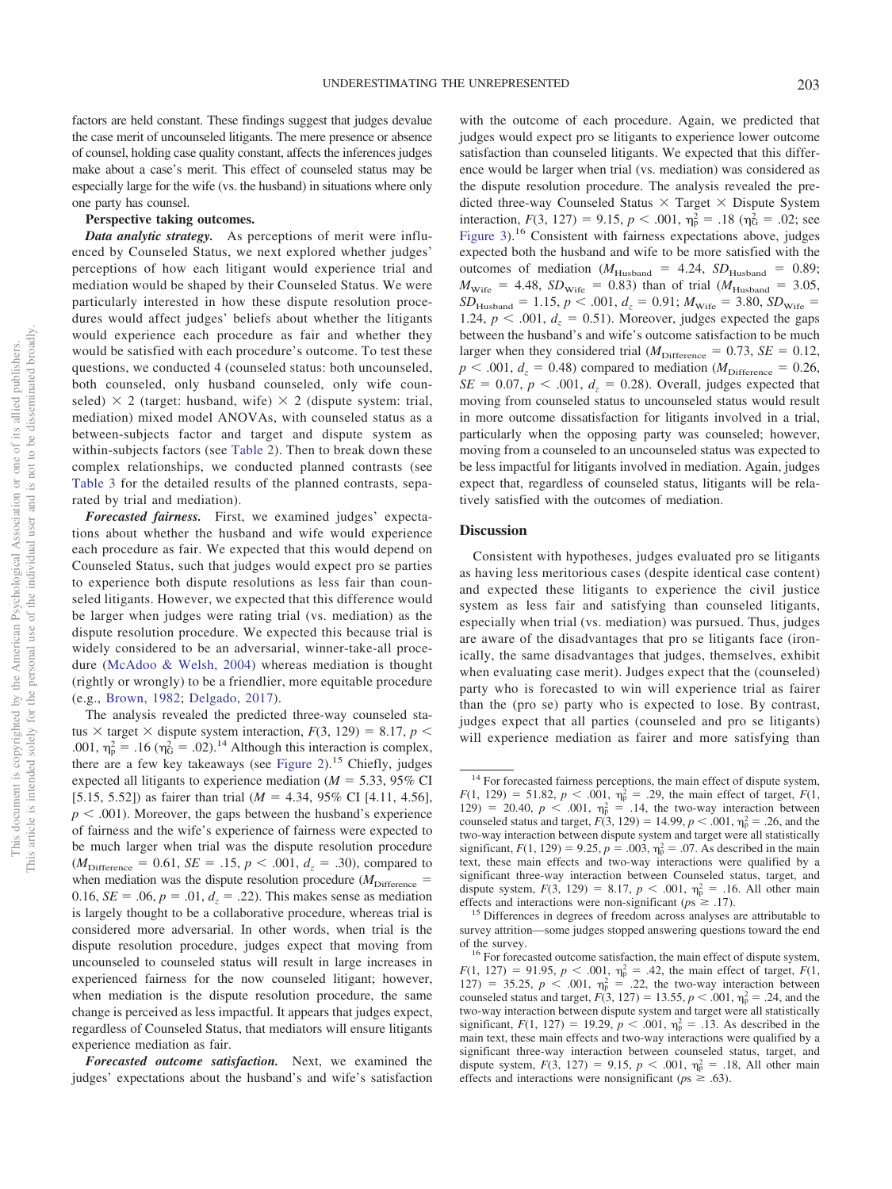factors are held constant. These findings suggest that judges devalue the case merit of uncounseled litigants. The mere presence or absence of counsel, holding case quality constant, affects the inferences judges make about a case's merit. This effect of counseled status may be especially large for the wife (vs. the husband) in situations where only one party has counsel.

**Perspective taking outcomes.**

***Data analytic strategy.*** As perceptions of merit were influenced by Counseled Status, we next explored whether judges' perceptions of how each litigant would experience trial and mediation would be shaped by their Counseled Status. We were particularly interested in how these dispute resolution procedures would affect judges' beliefs about whether the litigants would experience each procedure as fair and whether they would be satisfied with each procedure's outcome. To test these questions, we conducted 4 (counseled status: both uncounseled, both counseled, only husband counseled, only wife counseled) × 2 (target: husband, wife) × 2 (dispute system: trial, mediation) mixed model ANOVAs, with counseled status as a between-subjects factor and target and dispute system as within-subjects factors (see Table 2). Then to break down these complex relationships, we conducted planned contrasts (see Table 3 for the detailed results of the planned contrasts, separated by trial and mediation).

***Forecasted fairness.*** First, we examined judges' expectations about whether the husband and wife would experience each procedure as fair. We expected that this would depend on Counseled Status, such that judges would expect pro se parties to experience both dispute resolutions as less fair than counseled litigants. However, we expected that this difference would be larger when judges were rating trial (vs. mediation) as the dispute resolution procedure. We expected this because trial is widely considered to be an adversarial, winner-take-all procedure (McAdoo & Welsh, 2004) whereas mediation is thought (rightly or wrongly) to be a friendlier, more equitable procedure (e.g., Brown, 1982; Delgado, 2017).

The analysis revealed the predicted three-way counseled status × target × dispute system interaction, $F(3, 129) = 8.17$, $p < .001$, $\eta_p^2 = .16$ ($\eta_G^2 = .02$).[14] Although this interaction is complex, there are a few key takeaways (see Figure 2).[15] Chiefly, judges expected all litigants to experience mediation ($M = 5.33$, 95% CI [5.15, 5.52]) as fairer than trial ($M = 4.34$, 95% CI [4.11, 4.56], $p < .001$). Moreover, the gaps between the husband's experience of fairness and the wife's experience of fairness were expected to be much larger when trial was the dispute resolution procedure ($M_{\text{Difference}} = 0.61$, $SE = .15$, $p < .001$, $d_z = .30$), compared to when mediation was the dispute resolution procedure ($M_{\text{Difference}} = 0.16$, $SE = .06$, $p = .01$, $d_z = .22$). This makes sense as mediation is largely thought to be a collaborative procedure, whereas trial is considered more adversarial. In other words, when trial is the dispute resolution procedure, judges expect that moving from uncounseled to counseled status will result in large increases in experienced fairness for the now counseled litigant; however, when mediation is the dispute resolution procedure, the same change is perceived as less impactful. It appears that judges expect, regardless of Counseled Status, that mediators will ensure litigants experience mediation as fair.

***Forecasted outcome satisfaction.*** Next, we examined the judges' expectations about the husband's and wife's satisfaction with the outcome of each procedure. Again, we predicted that judges would expect pro se litigants to experience lower outcome satisfaction than counseled litigants. We expected that this difference would be larger when trial (vs. mediation) was considered as the dispute resolution procedure. The analysis revealed the predicted three-way Counseled Status × Target × Dispute System interaction, $F(3, 127) = 9.15$, $p < .001$, $\eta_p^2 = .18$ ($\eta_G^2 = .02$; see Figure 3).[16] Consistent with fairness expectations above, judges expected both the husband and wife to be more satisfied with the outcomes of mediation ($M_{\text{Husband}} = 4.24$, $SD_{\text{Husband}} = 0.89$; $M_{\text{Wife}} = 4.48$, $SD_{\text{Wife}} = 0.83$) than of trial ($M_{\text{Husband}} = 3.05$, $SD_{\text{Husband}} = 1.15$, $p < .001$, $d_z = 0.91$; $M_{\text{Wife}} = 3.80$, $SD_{\text{Wife}} = 1.24$, $p < .001$, $d_z = 0.51$). Moreover, judges expected the gaps between the husband's and wife's outcome satisfaction to be much larger when they considered trial ($M_{\text{Difference}} = 0.73$, $SE = 0.12$, $p < .001$, $d_z = 0.48$) compared to mediation ($M_{\text{Difference}} = 0.26$, $SE = 0.07$, $p < .001$, $d_z = 0.28$). Overall, judges expected that moving from counseled status to uncounseled status would result in more outcome dissatisfaction for litigants involved in a trial, particularly when the opposing party was counseled; however, moving from a counseled to an uncounseled status was expected to be less impactful for litigants involved in mediation. Again, judges expect that, regardless of counseled status, litigants will be relatively satisfied with the outcomes of mediation.

## Discussion

Consistent with hypotheses, judges evaluated pro se litigants as having less meritorious cases (despite identical case content) and expected these litigants to experience the civil justice system as less fair and satisfying than counseled litigants, especially when trial (vs. mediation) was pursued. Thus, judges are aware of the disadvantages that pro se litigants face (ironically, the same disadvantages that judges, themselves, exhibit when evaluating case merit). Judges expect that the (counseled) party who is forecasted to win will experience trial as fairer than the (pro se) party who is expected to lose. By contrast, judges expect that all parties (counseled and pro se litigants) will experience mediation as fairer and more satisfying than

---

[14] For forecasted fairness perceptions, the main effect of dispute system, $F(1, 129) = 51.82$, $p < .001$, $\eta_p^2 = .29$, the main effect of target, $F(1, 129) = 20.40$, $p < .001$, $\eta_p^2 = .14$, the two-way interaction between counseled status and target, $F(3, 129) = 14.99$, $p < .001$, $\eta_p^2 = .26$, and the two-way interaction between dispute system and target were all statistically significant, $F(1, 129) = 9.25$, $p = .003$, $\eta_p^2 = .07$. As described in the main text, these main effects and two-way interactions were qualified by a significant three-way interaction between Counseled status, target, and dispute system, $F(3, 129) = 8.17$, $p < .001$, $\eta_p^2 = .16$. All other main effects and interactions were non-significant ($ps \geq .17$).

[15] Differences in degrees of freedom across analyses are attributable to survey attrition—some judges stopped answering questions toward the end of the survey.

[16] For forecasted outcome satisfaction, the main effect of dispute system, $F(1, 127) = 91.95$, $p < .001$, $\eta_p^2 = .42$, the main effect of target, $F(1, 127) = 35.25$, $p < .001$, $\eta_p^2 = .22$, the two-way interaction between counseled status and target, $F(3, 127) = 13.55$, $p < .001$, $\eta_p^2 = .24$, and the two-way interaction between dispute system and target were all statistically significant, $F(1, 127) = 19.29$, $p < .001$, $\eta_p^2 = .13$. As described in the main text, these main effects and two-way interactions were qualified by a significant three-way interaction between counseled status, target, and dispute system, $F(3, 127) = 9.15$, $p < .001$, $\eta_p^2 = .18$, All other main effects and interactions were nonsignificant ($ps \geq .63$).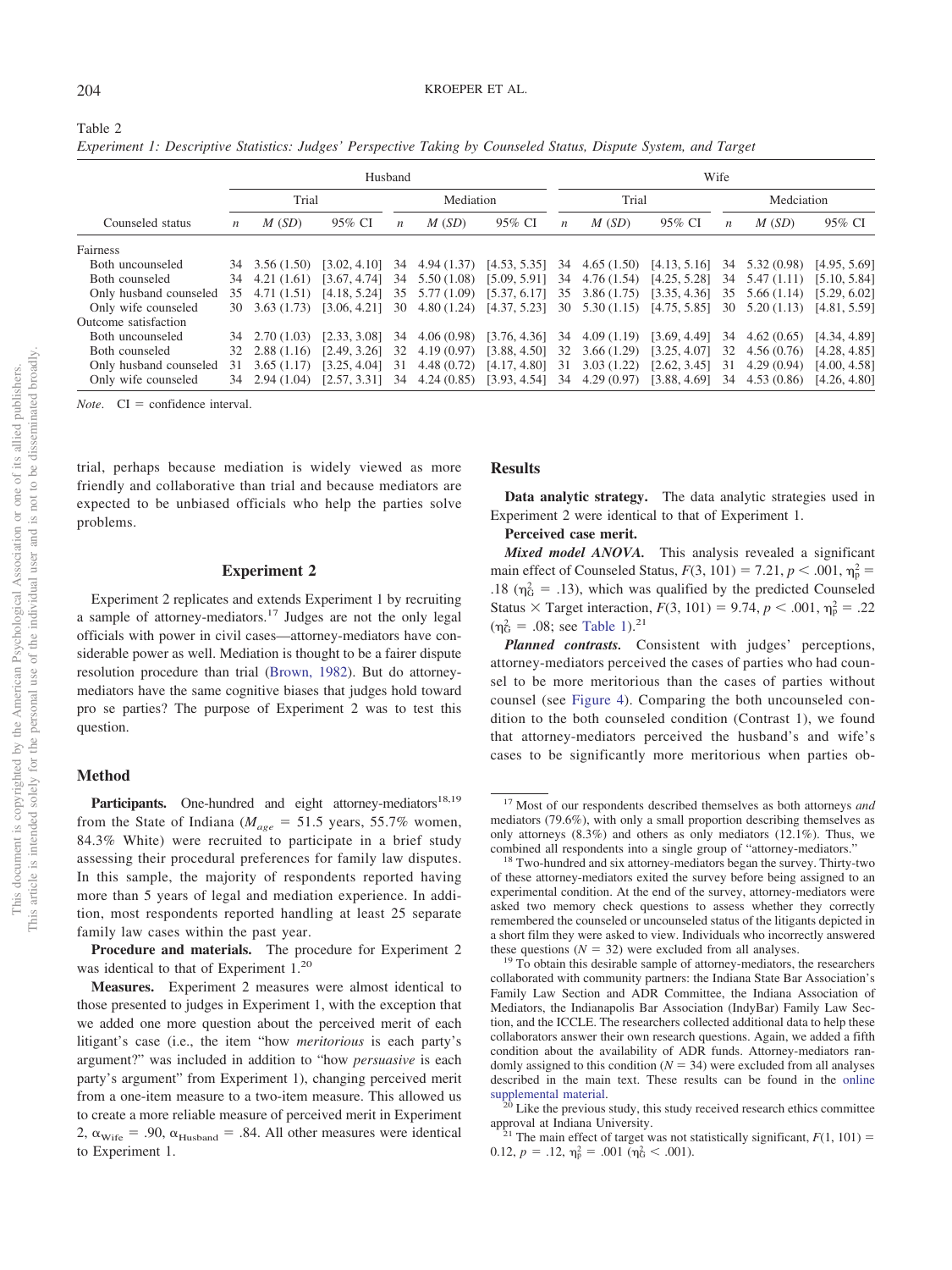Table 2

*Experiment 1: Descriptive Statistics: Judges' Perspective Taking by Counseled Status, Dispute System, and Target*

| Counseled status | Husband | | | | | | Wife | | | | | |
|---|---|---|---|---|---|---|---|---|---|---|---|---|
| | Trial | | | Mediation | | | Trial | | | Medciation | | |
| | *n* | *M* (*SD*) | 95% CI | *n* | *M* (*SD*) | 95% CI | *n* | *M* (*SD*) | 95% CI | *n* | *M* (*SD*) | 95% CI |
| Fairness | | | | | | | | | | | | |
| Both uncounseled | 34 | 3.56 (1.50) | [3.02, 4.10] | 34 | 4.94 (1.37) | [4.53, 5.35] | 34 | 4.65 (1.50) | [4.13, 5.16] | 34 | 5.32 (0.98) | [4.95, 5.69] |
| Both counseled | 34 | 4.21 (1.61) | [3.67, 4.74] | 34 | 5.50 (1.08) | [5.09, 5.91] | 34 | 4.76 (1.54) | [4.25, 5.28] | 34 | 5.47 (1.11) | [5.10, 5.84] |
| Only husband counseled | 35 | 4.71 (1.51) | [4.18, 5.24] | 35 | 5.77 (1.09) | [5.37, 6.17] | 35 | 3.86 (1.75) | [3.35, 4.36] | 35 | 5.66 (1.14) | [5.29, 6.02] |
| Only wife counseled | 30 | 3.63 (1.73) | [3.06, 4.21] | 30 | 4.80 (1.24) | [4.37, 5.23] | 30 | 5.30 (1.15) | [4.75, 5.85] | 30 | 5.20 (1.13) | [4.81, 5.59] |
| Outcome satisfaction | | | | | | | | | | | | |
| Both uncounseled | 34 | 2.70 (1.03) | [2.33, 3.08] | 34 | 4.06 (0.98) | [3.76, 4.36] | 34 | 4.09 (1.19) | [3.69, 4.49] | 34 | 4.62 (0.65) | [4.34, 4.89] |
| Both counseled | 32 | 2.88 (1.16) | [2.49, 3.26] | 32 | 4.19 (0.97) | [3.88, 4.50] | 32 | 3.66 (1.29) | [3.25, 4.07] | 32 | 4.56 (0.76) | [4.28, 4.85] |
| Only husband counseled | 31 | 3.65 (1.17) | [3.25, 4.04] | 31 | 4.48 (0.72) | [4.17, 4.80] | 31 | 3.03 (1.22) | [2.62, 3.45] | 31 | 4.29 (0.94) | [4.00, 4.58] |
| Only wife counseled | 34 | 2.94 (1.04) | [2.57, 3.31] | 34 | 4.24 (0.85) | [3.93, 4.54] | 34 | 4.29 (0.97) | [3.88, 4.69] | 34 | 4.53 (0.86) | [4.26, 4.80] |

*Note*. CI = confidence interval.

trial, perhaps because mediation is widely viewed as more friendly and collaborative than trial and because mediators are expected to be unbiased officials who help the parties solve problems.

## Experiment 2

Experiment 2 replicates and extends Experiment 1 by recruiting a sample of attorney-mediators.[17] Judges are not the only legal officials with power in civil cases—attorney-mediators have considerable power as well. Mediation is thought to be a fairer dispute resolution procedure than trial (Brown, 1982). But do attorney-mediators have the same cognitive biases that judges hold toward pro se parties? The purpose of Experiment 2 was to test this question.

### Method

**Participants.** One-hundred and eight attorney-mediators[18,19] from the State of Indiana ($M_{age}$ = 51.5 years, 55.7% women, 84.3% White) were recruited to participate in a brief study assessing their procedural preferences for family law disputes. In this sample, the majority of respondents reported having more than 5 years of legal and mediation experience. In addition, most respondents reported handling at least 25 separate family law cases within the past year.

**Procedure and materials.** The procedure for Experiment 2 was identical to that of Experiment 1.[20]

**Measures.** Experiment 2 measures were almost identical to those presented to judges in Experiment 1, with the exception that we added one more question about the perceived merit of each litigant's case (i.e., the item "how *meritorious* is each party's argument?" was included in addition to "how *persuasive* is each party's argument" from Experiment 1), changing perceived merit from a one-item measure to a two-item measure. This allowed us to create a more reliable measure of perceived merit in Experiment 2, $\alpha_{\text{Wife}}$ = .90, $\alpha_{\text{Husband}}$ = .84. All other measures were identical to Experiment 1.

### Results

**Data analytic strategy.** The data analytic strategies used in Experiment 2 were identical to that of Experiment 1.

**Perceived case merit.**

***Mixed model ANOVA.*** This analysis revealed a significant main effect of Counseled Status, $F(3, 101) = 7.21$, $p < .001$, $\eta_p^2 = .18$ ($\eta_G^2 = .13$), which was qualified by the predicted Counseled Status × Target interaction, $F(3, 101) = 9.74$, $p < .001$, $\eta_p^2 = .22$ ($\eta_G^2 = .08$; see Table 1).[21]

***Planned contrasts.*** Consistent with judges' perceptions, attorney-mediators perceived the cases of parties who had counsel to be more meritorious than the cases of parties without counsel (see Figure 4). Comparing the both uncounseled condition to the both counseled condition (Contrast 1), we found that attorney-mediators perceived the husband's and wife's cases to be significantly more meritorious when parties ob-

[17] Most of our respondents described themselves as both attorneys *and* mediators (79.6%), with only a small proportion describing themselves as only attorneys (8.3%) and others as only mediators (12.1%). Thus, we combined all respondents into a single group of "attorney-mediators."

[18] Two-hundred and six attorney-mediators began the survey. Thirty-two of these attorney-mediators exited the survey before being assigned to an experimental condition. At the end of the survey, attorney-mediators were asked two memory check questions to assess whether they correctly remembered the counseled or uncounseled status of the litigants depicted in a short film they were asked to view. Individuals who incorrectly answered these questions ($N$ = 32) were excluded from all analyses.

[19] To obtain this desirable sample of attorney-mediators, the researchers collaborated with community partners: the Indiana State Bar Association's Family Law Section and ADR Committee, the Indiana Association of Mediators, the Indianapolis Bar Association (IndyBar) Family Law Section, and the ICCLE. The researchers collected additional data to help these collaborators answer their own research questions. Again, we added a fifth condition about the availability of ADR funds. Attorney-mediators randomly assigned to this condition ($N$ = 34) were excluded from all analyses described in the main text. These results can be found in the online supplemental material.

[20] Like the previous study, this study received research ethics committee approval at Indiana University.

[21] The main effect of target was not statistically significant, $F(1, 101) = 0.12$, $p = .12$, $\eta_p^2 = .001$ ($\eta_G^2 < .001$).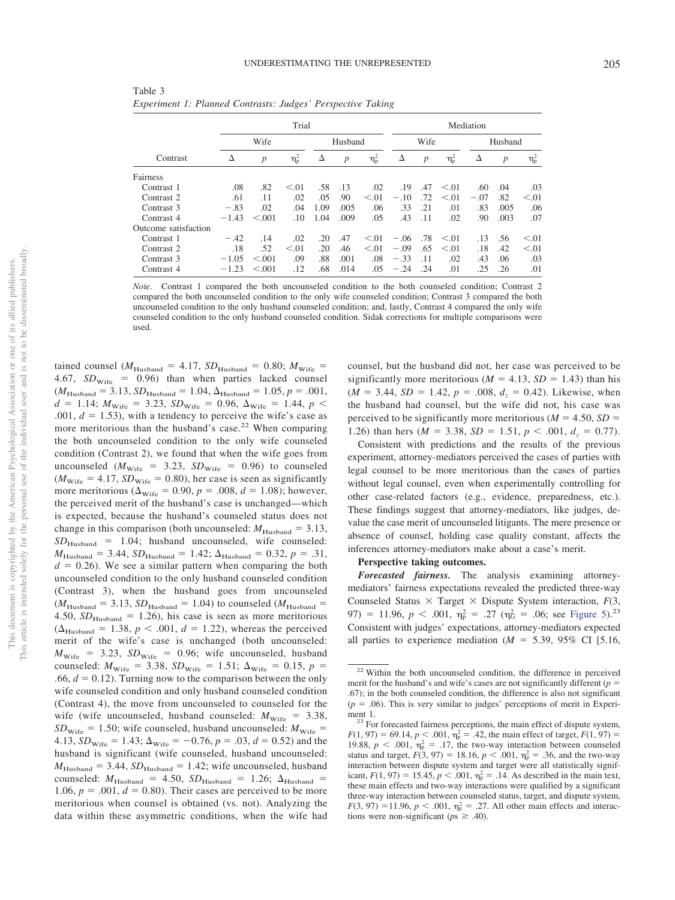Table 3
*Experiment 1: Planned Contrasts: Judges' Perspective Taking*

| Contrast | Trial | | | | | | Mediation | | | | | |
|---|---|---|---|---|---|---|---|---|---|---|---|---|
| | Wife | | | Husband | | | Wife | | | Husband | | |
| | Δ | $p$ | $\eta_p^2$ | Δ | $p$ | $\eta_p^2$ | Δ | $p$ | $\eta_p^2$ | Δ | $p$ | $\eta_p^2$ |
| Fairness | | | | | | | | | | | | |
| Contrast 1 | .08 | .82 | <.01 | .58 | .13 | .02 | .19 | .47 | <.01 | .60 | .04 | .03 |
| Contrast 2 | .61 | .11 | .02 | .05 | .90 | <.01 | −.10 | .72 | <.01 | −.07 | .82 | <.01 |
| Contrast 3 | −.83 | .02 | .04 | 1.09 | .005 | .06 | .33 | .21 | .01 | .83 | .005 | .06 |
| Contrast 4 | −1.43 | <.001 | .10 | 1.04 | .009 | .05 | .43 | .11 | .02 | .90 | .003 | .07 |
| Outcome satisfaction | | | | | | | | | | | | |
| Contrast 1 | −.42 | .14 | .02 | .20 | .47 | <.01 | −.06 | .78 | <.01 | .13 | .56 | <.01 |
| Contrast 2 | .18 | .52 | <.01 | .20 | .46 | <.01 | −.09 | .65 | <.01 | .18 | .42 | <.01 |
| Contrast 3 | −1.05 | <.001 | .09 | .88 | .001 | .08 | −.33 | .11 | .02 | .43 | .06 | .03 |
| Contrast 4 | −1.23 | <.001 | .12 | .68 | .014 | .05 | −.24 | .24 | .01 | .25 | .26 | .01 |

*Note*. Contrast 1 compared the both uncounseled condition to the both counseled condition; Contrast 2 compared the both uncounseled condition to the only wife counseled condition; Contrast 3 compared the both uncounseled condition to the only husband counseled condition; and, lastly, Contrast 4 compared the only wife counseled condition to the only husband counseled condition. Sidak corrections for multiple comparisons were used.

tained counsel ($M_{Husband}$ = 4.17, $SD_{Husband}$ = 0.80; $M_{Wife}$ = 4.67, $SD_{Wife}$ = 0.96) than when parties lacked counsel ($M_{Husband}$ = 3.13, $SD_{Husband}$ = 1.04, $\Delta_{Husband}$ = 1.05, $p$ = .001, $d$ = 1.14; $M_{Wife}$ = 3.23, $SD_{Wife}$ = 0.96, $\Delta_{Wife}$ = 1.44, $p$ < .001, $d$ = 1.53), with a tendency to perceive the wife's case as more meritorious than the husband's case.[22] When comparing the both uncounseled condition to the only wife counseled condition (Contrast 2), we found that when the wife goes from uncounseled ($M_{Wife}$ = 3.23, $SD_{Wife}$ = 0.96) to counseled ($M_{Wife}$ = 4.17, $SD_{Wife}$ = 0.80), her case is seen as significantly more meritorious ($\Delta_{Wife}$ = 0.90, $p$ = .008, $d$ = 1.08); however, the perceived merit of the husband's case is unchanged—which is expected, because the husband's counseled status does not change in this comparison (both uncounseled: $M_{Husband}$ = 3.13, $SD_{Husband}$ = 1.04; husband uncounseled, wife counseled: $M_{Husband}$ = 3.44, $SD_{Husband}$ = 1.42; $\Delta_{Husband}$ = 0.32, $p$ = .31, $d$ = 0.26). We see a similar pattern when comparing the both uncounseled condition to the only husband counseled condition (Contrast 3), when the husband goes from uncounseled ($M_{Husband}$ = 3.13, $SD_{Husband}$ = 1.04) to counseled ($M_{Husband}$ = 4.50, $SD_{Husband}$ = 1.26), his case is seen as more meritorious ($\Delta_{Husband}$ = 1.38, $p$ < .001, $d$ = 1.22), whereas the perceived merit of the wife's case is unchanged (both uncounseled: $M_{Wife}$ = 3.23, $SD_{Wife}$ = 0.96; wife uncounseled, husband counseled: $M_{Wife}$ = 3.38, $SD_{Wife}$ = 1.51; $\Delta_{Wife}$ = 0.15, $p$ = .66, $d$ = 0.12). Turning now to the comparison between the only wife counseled condition and only husband counseled condition (Contrast 4), the move from uncounseled to counseled for the wife (wife uncounseled, husband counseled: $M_{Wife}$ = 3.38, $SD_{Wife}$ = 1.50; wife counseled, husband uncounseled: $M_{Wife}$ = 4.13, $SD_{Wife}$ = 1.43; $\Delta_{Wife}$ = −0.76, $p$ = .03, $d$ = 0.52) and the husband is significant (wife counseled, husband uncounseled: $M_{Husband}$ = 3.44, $SD_{Husband}$ = 1.42; wife uncounseled, husband counseled: $M_{Husband}$ = 4.50, $SD_{Husband}$ = 1.26; $\Delta_{Husband}$ = 1.06, $p$ = .001, $d$ = 0.80). Their cases are perceived to be more meritorious when counsel is obtained (vs. not). Analyzing the data within these asymmetric conditions, when the wife had counsel, but the husband did not, her case was perceived to be significantly more meritorious ($M$ = 4.13, $SD$ = 1.43) than his ($M$ = 3.44, $SD$ = 1.42, $p$ = .008, $d_z$ = 0.42). Likewise, when the husband had counsel, but the wife did not, his case was perceived to be significantly more meritorious ($M$ = 4.50, $SD$ = 1.26) than hers ($M$ = 3.38, $SD$ = 1.51, $p$ < .001, $d_z$ = 0.77).

Consistent with predictions and the results of the previous experiment, attorney-mediators perceived the cases of parties with legal counsel to be more meritorious than the cases of parties without legal counsel, even when experimentally controlling for other case-related factors (e.g., evidence, preparedness, etc.). These findings suggest that attorney-mediators, like judges, devalue the case merit of uncounseled litigants. The mere presence or absence of counsel, holding case quality constant, affects the inferences attorney-mediators make about a case's merit.

**Perspective taking outcomes.**

***Forecasted fairness.*** The analysis examining attorney-mediators' fairness expectations revealed the predicted three-way Counseled Status × Target × Dispute System interaction, $F(3, 97)$ = 11.96, $p$ < .001, $\eta_p^2$ = .27 ($\eta_G^2$ = .06; see Figure 5).[23] Consistent with judges' expectations, attorney-mediators expected all parties to experience mediation ($M$ = 5.39, 95% CI [5.16,

[22] Within the both uncounseled condition, the difference in perceived merit for the husband's and wife's cases are not significantly different ($p$ = .67); in the both counseled condition, the difference is also not significant ($p$ = .06). This is very similar to judges' perceptions of merit in Experiment 1.

[23] For forecasted fairness perceptions, the main effect of dispute system, $F(1, 97)$ = 69.14, $p$ < .001, $\eta_p^2$ = .42, the main effect of target, $F(1, 97)$ = 19.88, $p$ < .001, $\eta_p^2$ = .17, the two-way interaction between counseled status and target, $F(3, 97)$ = 18.16, $p$ < .001, $\eta_p^2$ = .36, and the two-way interaction between dispute system and target were all statistically significant, $F(1, 97)$ = 15.45, $p$ < .001, $\eta_p^2$ = .14. As described in the main text, these main effects and two-way interactions were qualified by a significant three-way interaction between counseled status, target, and dispute system, $F(3, 97)$ =11.96, $p$ < .001, $\eta_p^2$ = .27. All other main effects and interactions were non-significant ($p$s ≥ .40).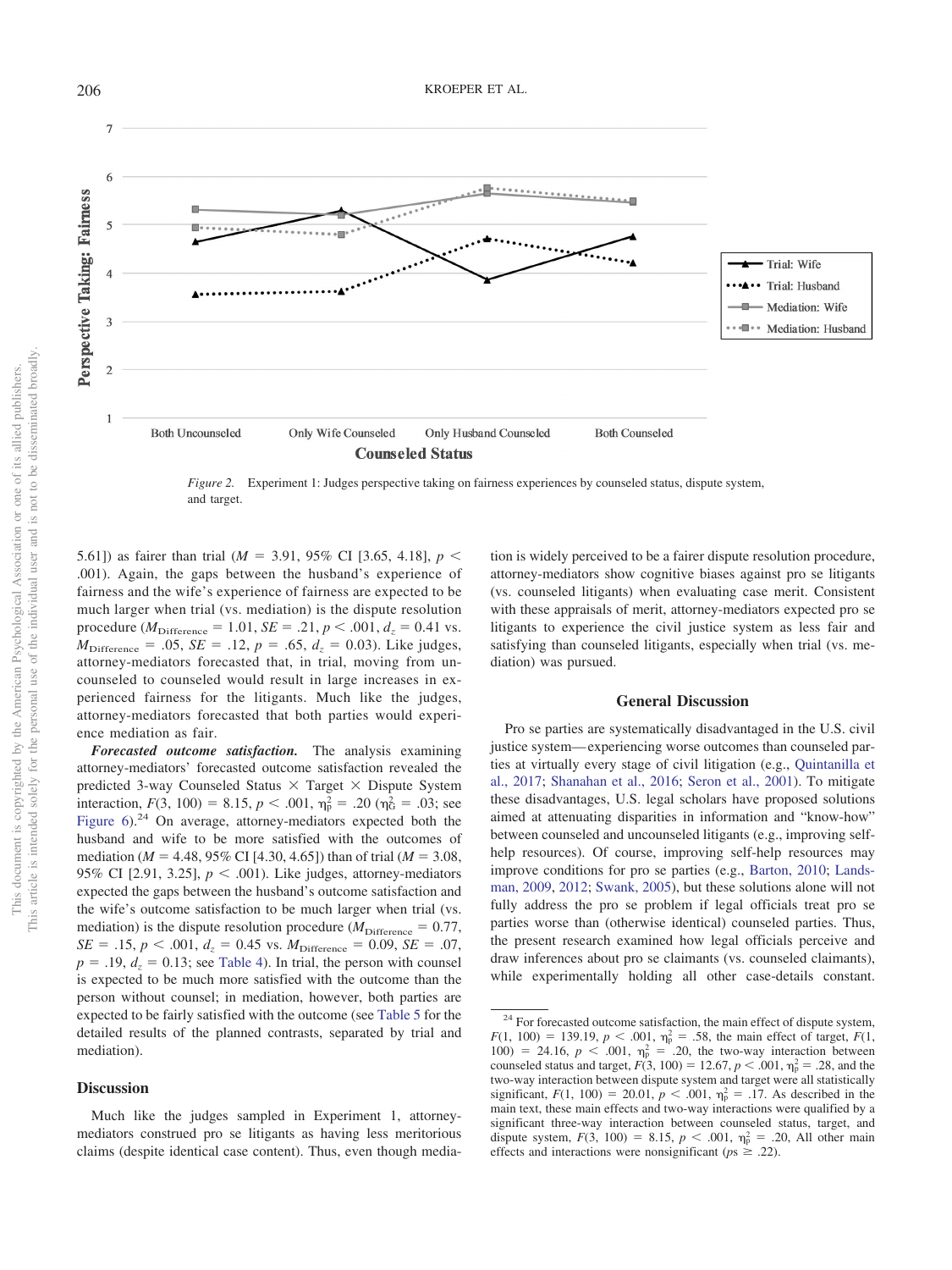Figure 2. Experiment 1: Judges perspective taking on fairness experiences by counseled status, dispute system, and target.

5.61]) as fairer than trial ($M$ = 3.91, 95% CI [3.65, 4.18], $p$ < .001). Again, the gaps between the husband's experience of fairness and the wife's experience of fairness are expected to be much larger when trial (vs. mediation) is the dispute resolution procedure ($M_{\text{Difference}}$ = 1.01, $SE$ = .21, $p$ < .001, $d_z$ = 0.41 vs. $M_{\text{Difference}}$ = .05, $SE$ = .12, $p$ = .65, $d_z$ = 0.03). Like judges, attorney-mediators forecasted that, in trial, moving from uncounseled to counseled would result in large increases in experienced fairness for the litigants. Much like the judges, attorney-mediators forecasted that both parties would experience mediation as fair.

***Forecasted outcome satisfaction.*** The analysis examining attorney-mediators' forecasted outcome satisfaction revealed the predicted 3-way Counseled Status × Target × Dispute System interaction, $F(3, 100) = 8.15$, $p < .001$, $\eta_p^2 = .20$ ($\eta_G^2 = .03$; see Figure 6).[24] On average, attorney-mediators expected both the husband and wife to be more satisfied with the outcomes of mediation ($M$ = 4.48, 95% CI [4.30, 4.65]) than of trial ($M$ = 3.08, 95% CI [2.91, 3.25], $p$ < .001). Like judges, attorney-mediators expected the gaps between the husband's outcome satisfaction and the wife's outcome satisfaction to be much larger when trial (vs. mediation) is the dispute resolution procedure ($M_{\text{Difference}}$ = 0.77, $SE$ = .15, $p$ < .001, $d_z$ = 0.45 vs. $M_{\text{Difference}}$ = 0.09, $SE$ = .07, $p$ = .19, $d_z$ = 0.13; see Table 4). In trial, the person with counsel is expected to be much more satisfied with the outcome than the person without counsel; in mediation, however, both parties are expected to be fairly satisfied with the outcome (see Table 5 for the detailed results of the planned contrasts, separated by trial and mediation).

## Discussion

Much like the judges sampled in Experiment 1, attorney-mediators construed pro se litigants as having less meritorious claims (despite identical case content). Thus, even though mediation is widely perceived to be a fairer dispute resolution procedure, attorney-mediators show cognitive biases against pro se litigants (vs. counseled litigants) when evaluating case merit. Consistent with these appraisals of merit, attorney-mediators expected pro se litigants to experience the civil justice system as less fair and satisfying than counseled litigants, especially when trial (vs. mediation) was pursued.

## General Discussion

Pro se parties are systematically disadvantaged in the U.S. civil justice system—experiencing worse outcomes than counseled parties at virtually every stage of civil litigation (e.g., Quintanilla et al., 2017; Shanahan et al., 2016; Seron et al., 2001). To mitigate these disadvantages, U.S. legal scholars have proposed solutions aimed at attenuating disparities in information and "know-how" between counseled and uncounseled litigants (e.g., improving self-help resources). Of course, improving self-help resources may improve conditions for pro se parties (e.g., Barton, 2010; Landsman, 2009, 2012; Swank, 2005), but these solutions alone will not fully address the pro se problem if legal officials treat pro se parties worse than (otherwise identical) counseled parties. Thus, the present research examined how legal officials perceive and draw inferences about pro se claimants (vs. counseled claimants), while experimentally holding all other case-details constant.

[24] For forecasted outcome satisfaction, the main effect of dispute system, $F(1, 100) = 139.19$, $p < .001$, $\eta_p^2 = .58$, the main effect of target, $F(1, 100) = 24.16$, $p < .001$, $\eta_p^2 = .20$, the two-way interaction between counseled status and target, $F(3, 100) = 12.67$, $p < .001$, $\eta_p^2 = .28$, and the two-way interaction between dispute system and target were all statistically significant, $F(1, 100) = 20.01$, $p < .001$, $\eta_p^2 = .17$. As described in the main text, these main effects and two-way interactions were qualified by a significant three-way interaction between counseled status, target, and dispute system, $F(3, 100) = 8.15$, $p < .001$, $\eta_p^2 = .20$, All other main effects and interactions were nonsignificant ($ps \geq .22$).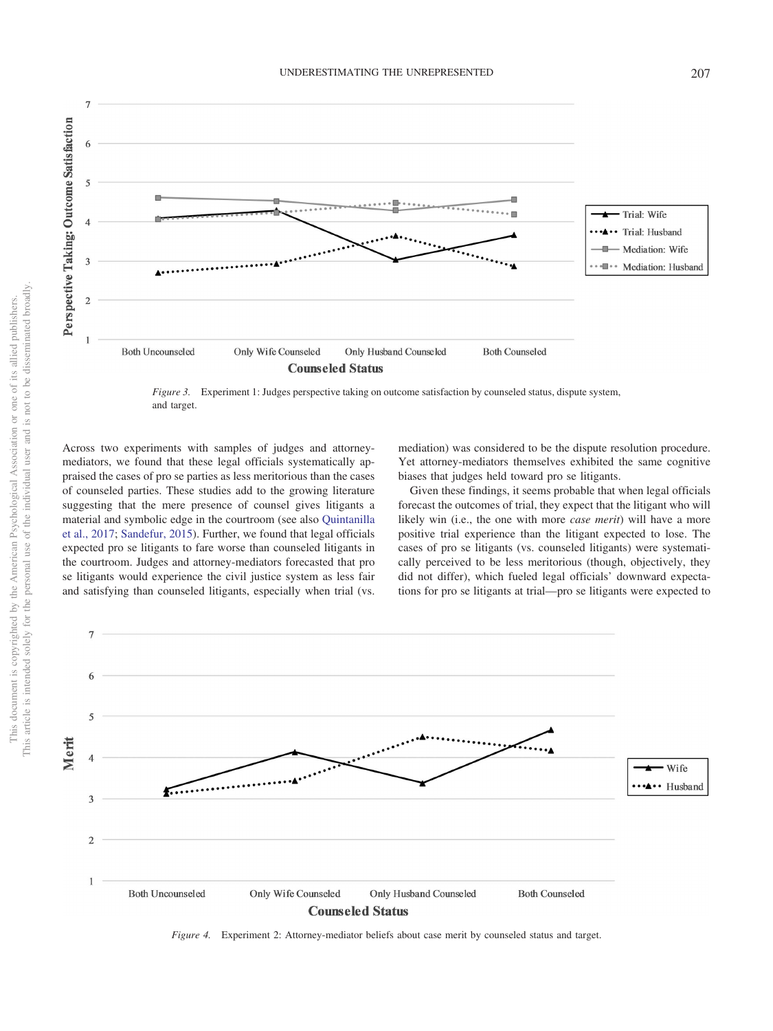*Figure 3.* Experiment 1: Judges perspective taking on outcome satisfaction by counseled status, dispute system, and target.

Across two experiments with samples of judges and attorney-mediators, we found that these legal officials systematically appraised the cases of pro se parties as less meritorious than the cases of counseled parties. These studies add to the growing literature suggesting that the mere presence of counsel gives litigants a material and symbolic edge in the courtroom (see also Quintanilla et al., 2017; Sandefur, 2015). Further, we found that legal officials expected pro se litigants to fare worse than counseled litigants in the courtroom. Judges and attorney-mediators forecasted that pro se litigants would experience the civil justice system as less fair and satisfying than counseled litigants, especially when trial (vs. mediation) was considered to be the dispute resolution procedure. Yet attorney-mediators themselves exhibited the same cognitive biases that judges held toward pro se litigants.

Given these findings, it seems probable that when legal officials forecast the outcomes of trial, they expect that the litigant who will likely win (i.e., the one with more *case merit*) will have a more positive trial experience than the litigant expected to lose. The cases of pro se litigants (vs. counseled litigants) were systematically perceived to be less meritorious (though, objectively, they did not differ), which fueled legal officials' downward expectations for pro se litigants at trial—pro se litigants were expected to

*Figure 4.* Experiment 2: Attorney-mediator beliefs about case merit by counseled status and target.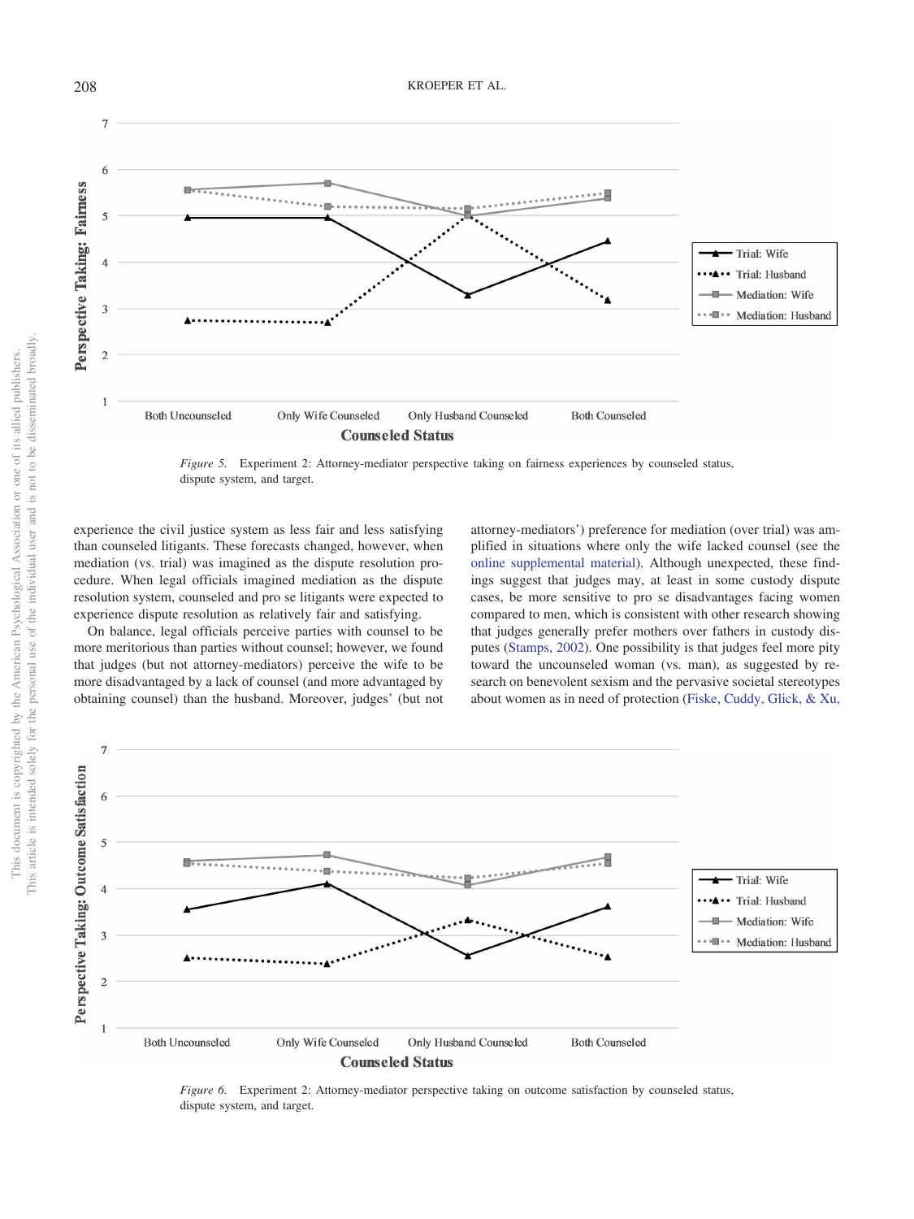Figure 5. Experiment 2: Attorney-mediator perspective taking on fairness experiences by counseled status, dispute system, and target.

experience the civil justice system as less fair and less satisfying than counseled litigants. These forecasts changed, however, when mediation (vs. trial) was imagined as the dispute resolution procedure. When legal officials imagined mediation as the dispute resolution system, counseled and pro se litigants were expected to experience dispute resolution as relatively fair and satisfying.

On balance, legal officials perceive parties with counsel to be more meritorious than parties without counsel; however, we found that judges (but not attorney-mediators) perceive the wife to be more disadvantaged by a lack of counsel (and more advantaged by obtaining counsel) than the husband. Moreover, judges' (but not attorney-mediators') preference for mediation (over trial) was amplified in situations where only the wife lacked counsel (see the online supplemental material). Although unexpected, these findings suggest that judges may, at least in some custody dispute cases, be more sensitive to pro se disadvantages facing women compared to men, which is consistent with other research showing that judges generally prefer mothers over fathers in custody disputes (Stamps, 2002). One possibility is that judges feel more pity toward the uncounseled woman (vs. man), as suggested by research on benevolent sexism and the pervasive societal stereotypes about women as in need of protection (Fiske, Cuddy, Glick, & Xu,

Figure 6. Experiment 2: Attorney-mediator perspective taking on outcome satisfaction by counseled status, dispute system, and target.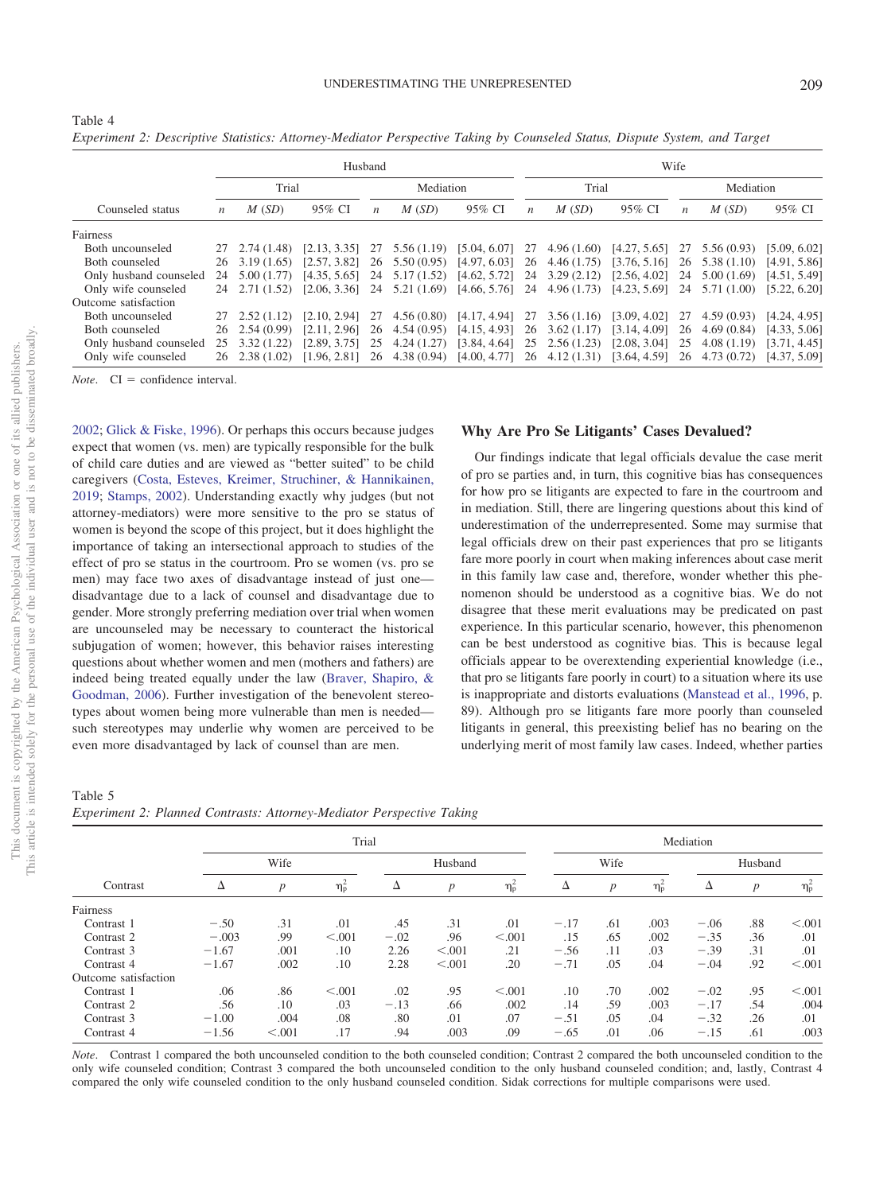Table 4

*Experiment 2: Descriptive Statistics: Attorney-Mediator Perspective Taking by Counseled Status, Dispute System, and Target*

| | Husband | | | | | | Wife | | | | | |
|---|---|---|---|---|---|---|---|---|---|---|---|---|
| | Trial | | | Mediation | | | Trial | | | Mediation | | |
| Counseled status | *n* | *M* (*SD*) | 95% CI | *n* | *M* (*SD*) | 95% CI | *n* | *M* (*SD*) | 95% CI | *n* | *M* (*SD*) | 95% CI |
| Fairness | | | | | | | | | | | | |
| Both uncounseled | 27 | 2.74 (1.48) | [2.13, 3.35] | 27 | 5.56 (1.19) | [5.04, 6.07] | 27 | 4.96 (1.60) | [4.27, 5.65] | 27 | 5.56 (0.93) | [5.09, 6.02] |
| Both counseled | 26 | 3.19 (1.65) | [2.57, 3.82] | 26 | 5.50 (0.95) | [4.97, 6.03] | 26 | 4.46 (1.75) | [3.76, 5.16] | 26 | 5.38 (1.10) | [4.91, 5.86] |
| Only husband counseled | 24 | 5.00 (1.77) | [4.35, 5.65] | 24 | 5.17 (1.52) | [4.62, 5.72] | 24 | 3.29 (2.12) | [2.56, 4.02] | 24 | 5.00 (1.69) | [4.51, 5.49] |
| Only wife counseled | 24 | 2.71 (1.52) | [2.06, 3.36] | 24 | 5.21 (1.69) | [4.66, 5.76] | 24 | 4.96 (1.73) | [4.23, 5.69] | 24 | 5.71 (1.00) | [5.22, 6.20] |
| Outcome satisfaction | | | | | | | | | | | | |
| Both uncounseled | 27 | 2.52 (1.12) | [2.10, 2.94] | 27 | 4.56 (0.80) | [4.17, 4.94] | 27 | 3.56 (1.16) | [3.09, 4.02] | 27 | 4.59 (0.93) | [4.24, 4.95] |
| Both counseled | 26 | 2.54 (0.99) | [2.11, 2.96] | 26 | 4.54 (0.95) | [4.15, 4.93] | 26 | 3.62 (1.17) | [3.14, 4.09] | 26 | 4.69 (0.84) | [4.33, 5.06] |
| Only husband counseled | 25 | 3.32 (1.22) | [2.89, 3.75] | 25 | 4.24 (1.27) | [3.84, 4.64] | 25 | 2.56 (1.23) | [2.08, 3.04] | 25 | 4.08 (1.19) | [3.71, 4.45] |
| Only wife counseled | 26 | 2.38 (1.02) | [1.96, 2.81] | 26 | 4.38 (0.94) | [4.00, 4.77] | 26 | 4.12 (1.31) | [3.64, 4.59] | 26 | 4.73 (0.72) | [4.37, 5.09] |

*Note*. CI = confidence interval.

2002; Glick & Fiske, 1996). Or perhaps this occurs because judges expect that women (vs. men) are typically responsible for the bulk of child care duties and are viewed as "better suited" to be child caregivers (Costa, Esteves, Kreimer, Struchiner, & Hannikainen, 2019; Stamps, 2002). Understanding exactly why judges (but not attorney-mediators) were more sensitive to the pro se status of women is beyond the scope of this project, but it does highlight the importance of taking an intersectional approach to studies of the effect of pro se status in the courtroom. Pro se women (vs. pro se men) may face two axes of disadvantage instead of just one—disadvantage due to a lack of counsel and disadvantage due to gender. More strongly preferring mediation over trial when women are uncounseled may be necessary to counteract the historical subjugation of women; however, this behavior raises interesting questions about whether women and men (mothers and fathers) are indeed being treated equally under the law (Braver, Shapiro, & Goodman, 2006). Further investigation of the benevolent stereotypes about women being more vulnerable than men is needed—such stereotypes may underlie why women are perceived to be even more disadvantaged by lack of counsel than are men.

## Why Are Pro Se Litigants' Cases Devalued?

Our findings indicate that legal officials devalue the case merit of pro se parties and, in turn, this cognitive bias has consequences for how pro se litigants are expected to fare in the courtroom and in mediation. Still, there are lingering questions about this kind of underestimation of the underrepresented. Some may surmise that legal officials drew on their past experiences that pro se litigants fare more poorly in court when making inferences about case merit in this family law case and, therefore, wonder whether this phenomenon should be understood as a cognitive bias. We do not disagree that these merit evaluations may be predicated on past experience. In this particular scenario, however, this phenomenon can be best understood as cognitive bias. This is because legal officials appear to be overextending experiential knowledge (i.e., that pro se litigants fare poorly in court) to a situation where its use is inappropriate and distorts evaluations (Manstead et al., 1996, p. 89). Although pro se litigants fare more poorly than counseled litigants in general, this preexisting belief has no bearing on the underlying merit of most family law cases. Indeed, whether parties

Table 5

*Experiment 2: Planned Contrasts: Attorney-Mediator Perspective Taking*

| | Trial | | | | | | Mediation | | | | | |
|---|---|---|---|---|---|---|---|---|---|---|---|---|
| | Wife | | | Husband | | | Wife | | | Husband | | |
| Contrast | Δ | *p* | $\eta_p^2$ | Δ | *p* | $\eta_p^2$ | Δ | *p* | $\eta_p^2$ | Δ | *p* | $\eta_p^2$ |
| Fairness | | | | | | | | | | | | |
| Contrast 1 | −.50 | .31 | .01 | .45 | .31 | .01 | −.17 | .61 | .003 | −.06 | .88 | <.001 |
| Contrast 2 | −.003 | .99 | <.001 | −.02 | .96 | <.001 | .15 | .65 | .002 | −.35 | .36 | .01 |
| Contrast 3 | −1.67 | .001 | .10 | 2.26 | <.001 | .21 | −.56 | .11 | .03 | −.39 | .31 | .01 |
| Contrast 4 | −1.67 | .002 | .10 | 2.28 | <.001 | .20 | −.71 | .05 | .04 | −.04 | .92 | <.001 |
| Outcome satisfaction | | | | | | | | | | | | |
| Contrast 1 | .06 | .86 | <.001 | .02 | .95 | <.001 | .10 | .70 | .002 | −.02 | .95 | <.001 |
| Contrast 2 | .56 | .10 | .03 | −.13 | .66 | .002 | .14 | .59 | .003 | −.17 | .54 | .004 |
| Contrast 3 | −1.00 | .004 | .08 | .80 | .01 | .07 | −.51 | .05 | .04 | −.32 | .26 | .01 |
| Contrast 4 | −1.56 | <.001 | .17 | .94 | .003 | .09 | −.65 | .01 | .06 | −.15 | .61 | .003 |

*Note*. Contrast 1 compared the both uncounseled condition to the both counseled condition; Contrast 2 compared the both uncounseled condition to the only wife counseled condition; Contrast 3 compared the both uncounseled condition to the only husband counseled condition; and, lastly, Contrast 4 compared the only wife counseled condition to the only husband counseled condition. Sidak corrections for multiple comparisons were used.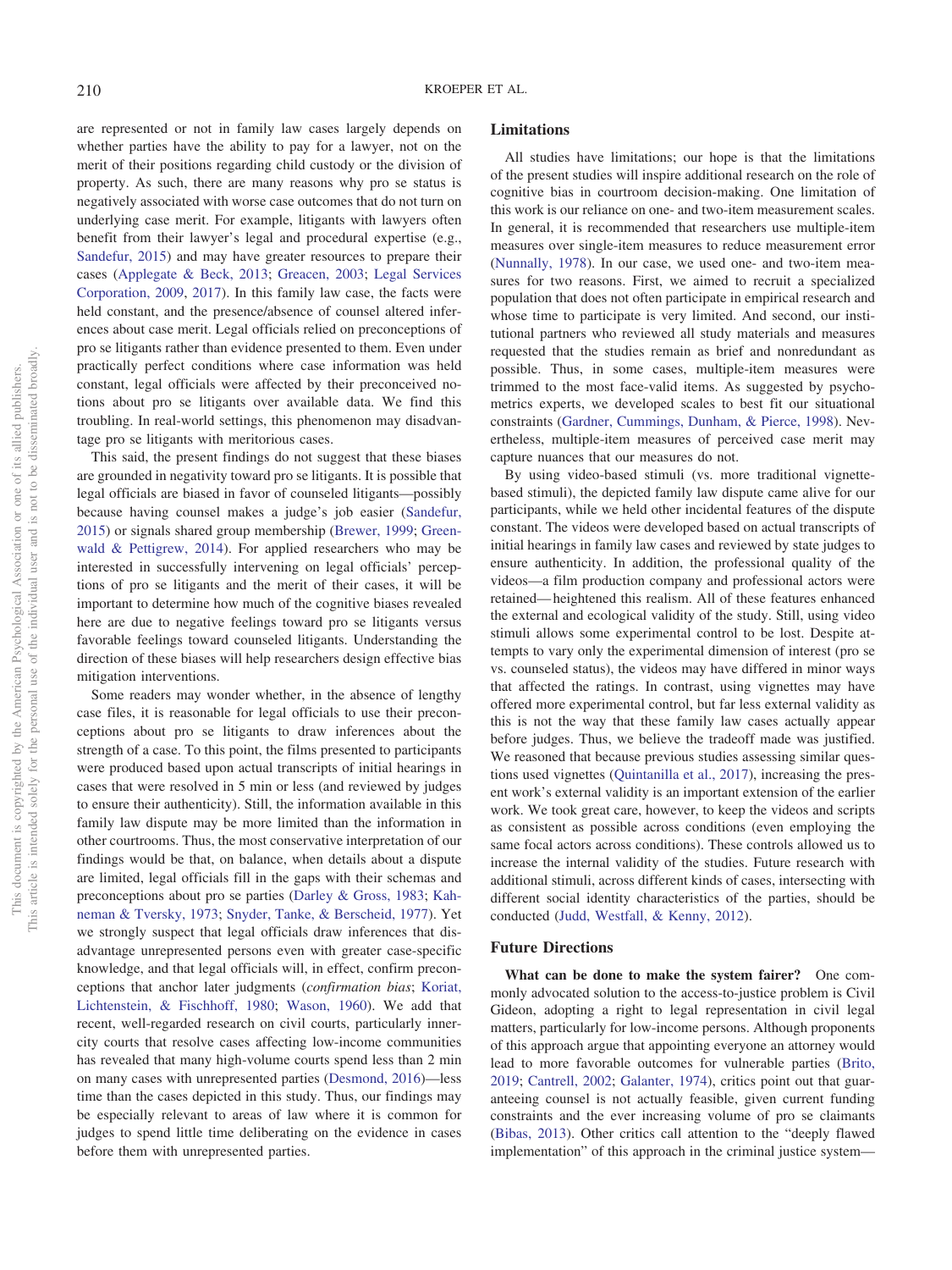are represented or not in family law cases largely depends on whether parties have the ability to pay for a lawyer, not on the merit of their positions regarding child custody or the division of property. As such, there are many reasons why pro se status is negatively associated with worse case outcomes that do not turn on underlying case merit. For example, litigants with lawyers often benefit from their lawyer's legal and procedural expertise (e.g., Sandefur, 2015) and may have greater resources to prepare their cases (Applegate & Beck, 2013; Greacen, 2003; Legal Services Corporation, 2009, 2017). In this family law case, the facts were held constant, and the presence/absence of counsel altered inferences about case merit. Legal officials relied on preconceptions of pro se litigants rather than evidence presented to them. Even under practically perfect conditions where case information was held constant, legal officials were affected by their preconceived notions about pro se litigants over available data. We find this troubling. In real-world settings, this phenomenon may disadvantage pro se litigants with meritorious cases.

This said, the present findings do not suggest that these biases are grounded in negativity toward pro se litigants. It is possible that legal officials are biased in favor of counseled litigants—possibly because having counsel makes a judge's job easier (Sandefur, 2015) or signals shared group membership (Brewer, 1999; Greenwald & Pettigrew, 2014). For applied researchers who may be interested in successfully intervening on legal officials' perceptions of pro se litigants and the merit of their cases, it will be important to determine how much of the cognitive biases revealed here are due to negative feelings toward pro se litigants versus favorable feelings toward counseled litigants. Understanding the direction of these biases will help researchers design effective bias mitigation interventions.

Some readers may wonder whether, in the absence of lengthy case files, it is reasonable for legal officials to use their preconceptions about pro se litigants to draw inferences about the strength of a case. To this point, the films presented to participants were produced based upon actual transcripts of initial hearings in cases that were resolved in 5 min or less (and reviewed by judges to ensure their authenticity). Still, the information available in this family law dispute may be more limited than the information in other courtrooms. Thus, the most conservative interpretation of our findings would be that, on balance, when details about a dispute are limited, legal officials fill in the gaps with their schemas and preconceptions about pro se parties (Darley & Gross, 1983; Kahneman & Tversky, 1973; Snyder, Tanke, & Berscheid, 1977). Yet we strongly suspect that legal officials draw inferences that disadvantage unrepresented persons even with greater case-specific knowledge, and that legal officials will, in effect, confirm preconceptions that anchor later judgments (*confirmation bias*; Koriat, Lichtenstein, & Fischhoff, 1980; Wason, 1960). We add that recent, well-regarded research on civil courts, particularly inner-city courts that resolve cases affecting low-income communities has revealed that many high-volume courts spend less than 2 min on many cases with unrepresented parties (Desmond, 2016)—less time than the cases depicted in this study. Thus, our findings may be especially relevant to areas of law where it is common for judges to spend little time deliberating on the evidence in cases before them with unrepresented parties.

## Limitations

All studies have limitations; our hope is that the limitations of the present studies will inspire additional research on the role of cognitive bias in courtroom decision-making. One limitation of this work is our reliance on one- and two-item measurement scales. In general, it is recommended that researchers use multiple-item measures over single-item measures to reduce measurement error (Nunnally, 1978). In our case, we used one- and two-item measures for two reasons. First, we aimed to recruit a specialized population that does not often participate in empirical research and whose time to participate is very limited. And second, our institutional partners who reviewed all study materials and measures requested that the studies remain as brief and nonredundant as possible. Thus, in some cases, multiple-item measures were trimmed to the most face-valid items. As suggested by psychometrics experts, we developed scales to best fit our situational constraints (Gardner, Cummings, Dunham, & Pierce, 1998). Nevertheless, multiple-item measures of perceived case merit may capture nuances that our measures do not.

By using video-based stimuli (vs. more traditional vignette-based stimuli), the depicted family law dispute came alive for our participants, while we held other incidental features of the dispute constant. The videos were developed based on actual transcripts of initial hearings in family law cases and reviewed by state judges to ensure authenticity. In addition, the professional quality of the videos—a film production company and professional actors were retained—heightened this realism. All of these features enhanced the external and ecological validity of the study. Still, using video stimuli allows some experimental control to be lost. Despite attempts to vary only the experimental dimension of interest (pro se vs. counseled status), the videos may have differed in minor ways that affected the ratings. In contrast, using vignettes may have offered more experimental control, but far less external validity as this is not the way that these family law cases actually appear before judges. Thus, we believe the tradeoff made was justified. We reasoned that because previous studies assessing similar questions used vignettes (Quintanilla et al., 2017), increasing the present work's external validity is an important extension of the earlier work. We took great care, however, to keep the videos and scripts as consistent as possible across conditions (even employing the same focal actors across conditions). These controls allowed us to increase the internal validity of the studies. Future research with additional stimuli, across different kinds of cases, intersecting with different social identity characteristics of the parties, should be conducted (Judd, Westfall, & Kenny, 2012).

## Future Directions

**What can be done to make the system fairer?** One commonly advocated solution to the access-to-justice problem is Civil Gideon, adopting a right to legal representation in civil legal matters, particularly for low-income persons. Although proponents of this approach argue that appointing everyone an attorney would lead to more favorable outcomes for vulnerable parties (Brito, 2019; Cantrell, 2002; Galanter, 1974), critics point out that guaranteeing counsel is not actually feasible, given current funding constraints and the ever increasing volume of pro se claimants (Bibas, 2013). Other critics call attention to the "deeply flawed implementation" of this approach in the criminal justice system—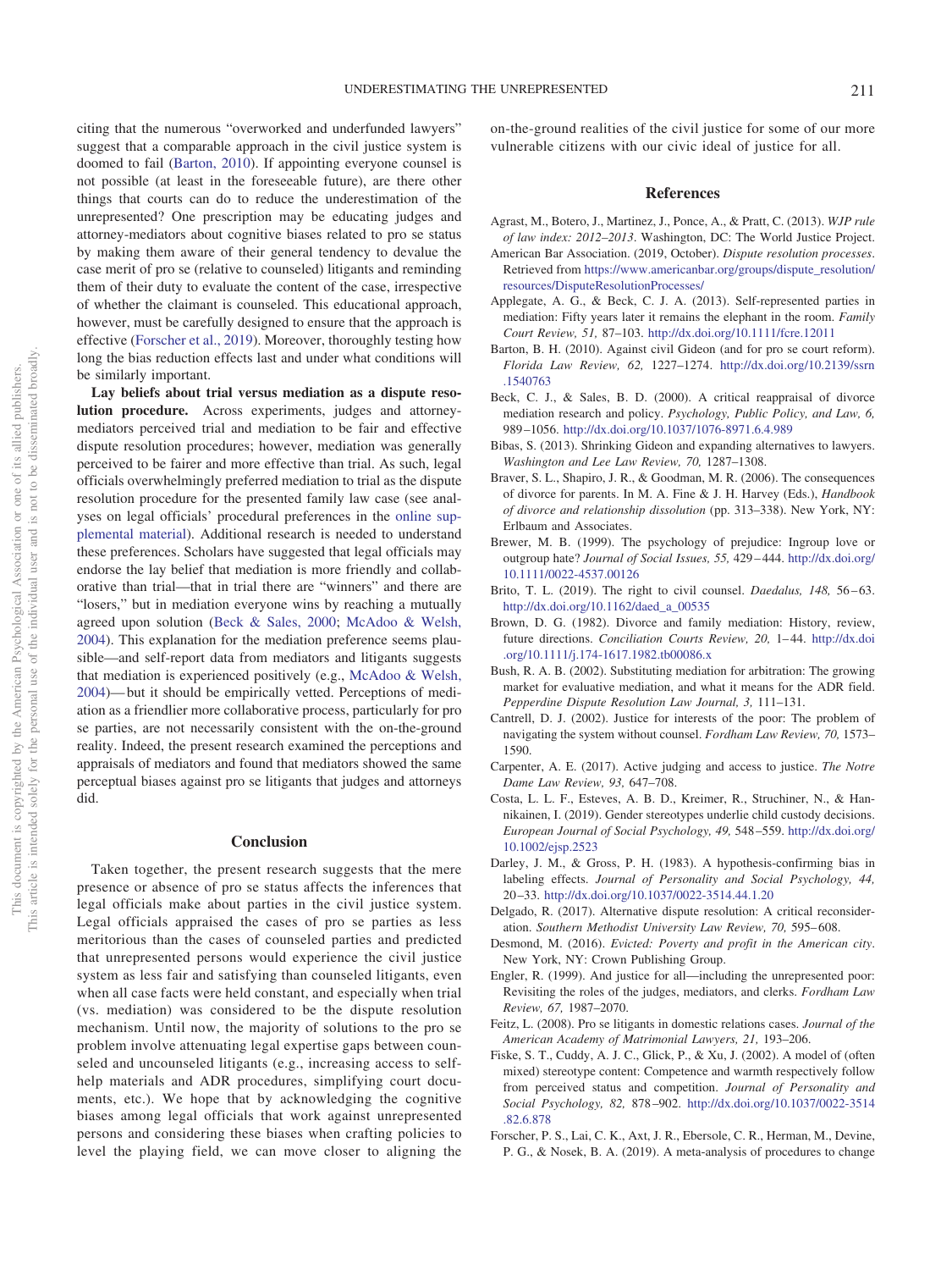citing that the numerous "overworked and underfunded lawyers" suggest that a comparable approach in the civil justice system is doomed to fail (Barton, 2010). If appointing everyone counsel is not possible (at least in the foreseeable future), are there other things that courts can do to reduce the underestimation of the unrepresented? One prescription may be educating judges and attorney-mediators about cognitive biases related to pro se status by making them aware of their general tendency to devalue the case merit of pro se (relative to counseled) litigants and reminding them of their duty to evaluate the content of the case, irrespective of whether the claimant is counseled. This educational approach, however, must be carefully designed to ensure that the approach is effective (Forscher et al., 2019). Moreover, thoroughly testing how long the bias reduction effects last and under what conditions will be similarly important.

**Lay beliefs about trial versus mediation as a dispute resolution procedure.** Across experiments, judges and attorney-mediators perceived trial and mediation to be fair and effective dispute resolution procedures; however, mediation was generally perceived to be fairer and more effective than trial. As such, legal officials overwhelmingly preferred mediation to trial as the dispute resolution procedure for the presented family law case (see analyses on legal officials' procedural preferences in the online supplemental material). Additional research is needed to understand these preferences. Scholars have suggested that legal officials may endorse the lay belief that mediation is more friendly and collaborative than trial—that in trial there are "winners" and there are "losers," but in mediation everyone wins by reaching a mutually agreed upon solution (Beck & Sales, 2000; McAdoo & Welsh, 2004). This explanation for the mediation preference seems plausible—and self-report data from mediators and litigants suggests that mediation is experienced positively (e.g., McAdoo & Welsh, 2004)—but it should be empirically vetted. Perceptions of mediation as a friendlier more collaborative process, particularly for pro se parties, are not necessarily consistent with the on-the-ground reality. Indeed, the present research examined the perceptions and appraisals of mediators and found that mediators showed the same perceptual biases against pro se litigants that judges and attorneys did.

## Conclusion

Taken together, the present research suggests that the mere presence or absence of pro se status affects the inferences that legal officials make about parties in the civil justice system. Legal officials appraised the cases of pro se parties as less meritorious than the cases of counseled parties and predicted that unrepresented persons would experience the civil justice system as less fair and satisfying than counseled litigants, even when all case facts were held constant, and especially when trial (vs. mediation) was considered to be the dispute resolution mechanism. Until now, the majority of solutions to the pro se problem involve attenuating legal expertise gaps between counseled and uncounseled litigants (e.g., increasing access to self-help materials and ADR procedures, simplifying court documents, etc.). We hope that by acknowledging the cognitive biases among legal officials that work against unrepresented persons and considering these biases when crafting policies to level the playing field, we can move closer to aligning the on-the-ground realities of the civil justice for some of our more vulnerable citizens with our civic ideal of justice for all.

## References

Agrast, M., Botero, J., Martinez, J., Ponce, A., & Pratt, C. (2013). *WJP rule of law index: 2012–2013*. Washington, DC: The World Justice Project.

American Bar Association. (2019, October). *Dispute resolution processes*. Retrieved from https://www.americanbar.org/groups/dispute_resolution/resources/DisputeResolutionProcesses/

Applegate, A. G., & Beck, C. J. A. (2013). Self-represented parties in mediation: Fifty years later it remains the elephant in the room. *Family Court Review, 51,* 87–103. http://dx.doi.org/10.1111/fcre.12011

Barton, B. H. (2010). Against civil Gideon (and for pro se court reform). *Florida Law Review, 62,* 1227–1274. http://dx.doi.org/10.2139/ssrn.1540763

Beck, C. J., & Sales, B. D. (2000). A critical reappraisal of divorce mediation research and policy. *Psychology, Public Policy, and Law, 6,* 989–1056. http://dx.doi.org/10.1037/1076-8971.6.4.989

Bibas, S. (2013). Shrinking Gideon and expanding alternatives to lawyers. *Washington and Lee Law Review, 70,* 1287–1308.

Braver, S. L., Shapiro, J. R., & Goodman, M. R. (2006). The consequences of divorce for parents. In M. A. Fine & J. H. Harvey (Eds.), *Handbook of divorce and relationship dissolution* (pp. 313–338). New York, NY: Erlbaum and Associates.

Brewer, M. B. (1999). The psychology of prejudice: Ingroup love or outgroup hate? *Journal of Social Issues, 55,* 429–444. http://dx.doi.org/10.1111/0022-4537.00126

Brito, T. L. (2019). The right to civil counsel. *Daedalus, 148,* 56–63. http://dx.doi.org/10.1162/daed_a_00535

Brown, D. G. (1982). Divorce and family mediation: History, review, future directions. *Conciliation Courts Review, 20,* 1–44. http://dx.doi.org/10.1111/j.174-1617.1982.tb00086.x

Bush, R. A. B. (2002). Substituting mediation for arbitration: The growing market for evaluative mediation, and what it means for the ADR field. *Pepperdine Dispute Resolution Law Journal, 3,* 111–131.

Cantrell, D. J. (2002). Justice for interests of the poor: The problem of navigating the system without counsel. *Fordham Law Review, 70,* 1573–1590.

Carpenter, A. E. (2017). Active judging and access to justice. *The Notre Dame Law Review, 93,* 647–708.

Costa, L. L. F., Esteves, A. B. D., Kreimer, R., Struchiner, N., & Hannikainen, I. (2019). Gender stereotypes underlie child custody decisions. *European Journal of Social Psychology, 49,* 548–559. http://dx.doi.org/10.1002/ejsp.2523

Darley, J. M., & Gross, P. H. (1983). A hypothesis-confirming bias in labeling effects. *Journal of Personality and Social Psychology, 44,* 20–33. http://dx.doi.org/10.1037/0022-3514.44.1.20

Delgado, R. (2017). Alternative dispute resolution: A critical reconsideration. *Southern Methodist University Law Review, 70,* 595–608.

Desmond, M. (2016). *Evicted: Poverty and profit in the American city*. New York, NY: Crown Publishing Group.

Engler, R. (1999). And justice for all—including the unrepresented poor: Revisiting the roles of the judges, mediators, and clerks. *Fordham Law Review, 67,* 1987–2070.

Feitz, L. (2008). Pro se litigants in domestic relations cases. *Journal of the American Academy of Matrimonial Lawyers, 21,* 193–206.

Fiske, S. T., Cuddy, A. J. C., Glick, P., & Xu, J. (2002). A model of (often mixed) stereotype content: Competence and warmth respectively follow from perceived status and competition. *Journal of Personality and Social Psychology, 82,* 878–902. http://dx.doi.org/10.1037/0022-3514.82.6.878

Forscher, P. S., Lai, C. K., Axt, J. R., Ebersole, C. R., Herman, M., Devine, P. G., & Nosek, B. A. (2019). A meta-analysis of procedures to change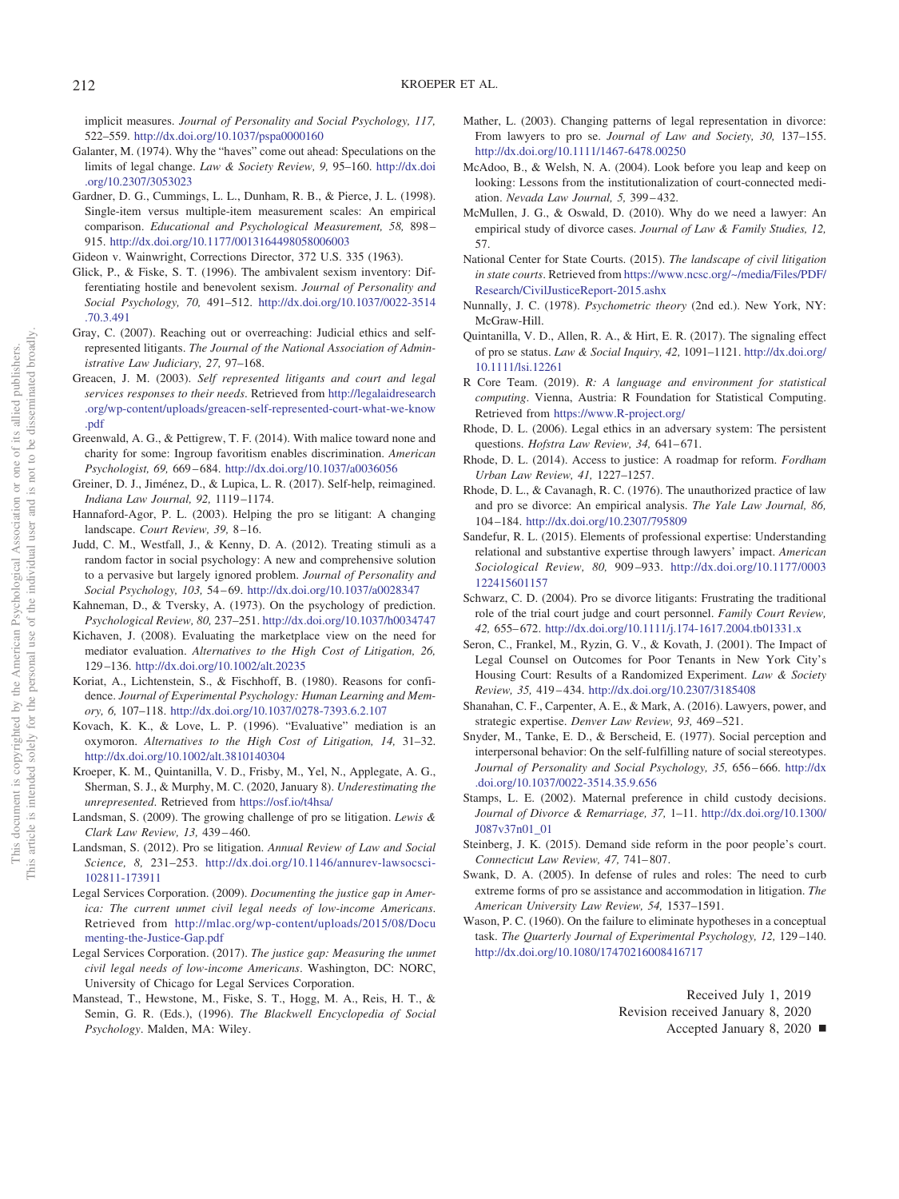implicit measures. *Journal of Personality and Social Psychology, 117,* 522–559. http://dx.doi.org/10.1037/pspa0000160

Galanter, M. (1974). Why the "haves" come out ahead: Speculations on the limits of legal change. *Law & Society Review, 9,* 95–160. http://dx.doi.org/10.2307/3053023

Gardner, D. G., Cummings, L. L., Dunham, R. B., & Pierce, J. L. (1998). Single-item versus multiple-item measurement scales: An empirical comparison. *Educational and Psychological Measurement, 58,* 898–915. http://dx.doi.org/10.1177/0013164498058006003

Gideon v. Wainwright, Corrections Director, 372 U.S. 335 (1963).

Glick, P., & Fiske, S. T. (1996). The ambivalent sexism inventory: Differentiating hostile and benevolent sexism. *Journal of Personality and Social Psychology, 70,* 491–512. http://dx.doi.org/10.1037/0022-3514.70.3.491

Gray, C. (2007). Reaching out or overreaching: Judicial ethics and self-represented litigants. *The Journal of the National Association of Administrative Law Judiciary, 27,* 97–168.

Greacen, J. M. (2003). *Self represented litigants and court and legal services responses to their needs*. Retrieved from http://legalaidresearch.org/wp-content/uploads/greacen-self-represented-court-what-we-know.pdf

Greenwald, A. G., & Pettigrew, T. F. (2014). With malice toward none and charity for some: Ingroup favoritism enables discrimination. *American Psychologist, 69,* 669–684. http://dx.doi.org/10.1037/a0036056

Greiner, D. J., Jiménez, D., & Lupica, L. R. (2017). Self-help, reimagined. *Indiana Law Journal, 92,* 1119–1174.

Hannaford-Agor, P. L. (2003). Helping the pro se litigant: A changing landscape. *Court Review, 39,* 8–16.

Judd, C. M., Westfall, J., & Kenny, D. A. (2012). Treating stimuli as a random factor in social psychology: A new and comprehensive solution to a pervasive but largely ignored problem. *Journal of Personality and Social Psychology, 103,* 54–69. http://dx.doi.org/10.1037/a0028347

Kahneman, D., & Tversky, A. (1973). On the psychology of prediction. *Psychological Review, 80,* 237–251. http://dx.doi.org/10.1037/h0034747

Kichaven, J. (2008). Evaluating the marketplace view on the need for mediator evaluation. *Alternatives to the High Cost of Litigation, 26,* 129–136. http://dx.doi.org/10.1002/alt.20235

Koriat, A., Lichtenstein, S., & Fischhoff, B. (1980). Reasons for confidence. *Journal of Experimental Psychology: Human Learning and Memory, 6,* 107–118. http://dx.doi.org/10.1037/0278-7393.6.2.107

Kovach, K. K., & Love, L. P. (1996). "Evaluative" mediation is an oxymoron. *Alternatives to the High Cost of Litigation, 14,* 31–32. http://dx.doi.org/10.1002/alt.3810140304

Kroeper, K. M., Quintanilla, V. D., Frisby, M., Yel, N., Applegate, A. G., Sherman, S. J., & Murphy, M. C. (2020, January 8). *Underestimating the unrepresented*. Retrieved from https://osf.io/t4hsa/

Landsman, S. (2009). The growing challenge of pro se litigation. *Lewis & Clark Law Review, 13,* 439–460.

Landsman, S. (2012). Pro se litigation. *Annual Review of Law and Social Science, 8,* 231–253. http://dx.doi.org/10.1146/annurev-lawsocsci-102811-173911

Legal Services Corporation. (2009). *Documenting the justice gap in America: The current unmet civil legal needs of low-income Americans*. Retrieved from http://mlac.org/wp-content/uploads/2015/08/Documenting-the-Justice-Gap.pdf

Legal Services Corporation. (2017). *The justice gap: Measuring the unmet civil legal needs of low-income Americans*. Washington, DC: NORC, University of Chicago for Legal Services Corporation.

Manstead, T., Hewstone, M., Fiske, S. T., Hogg, M. A., Reis, H. T., & Semin, G. R. (Eds.), (1996). *The Blackwell Encyclopedia of Social Psychology*. Malden, MA: Wiley.

Mather, L. (2003). Changing patterns of legal representation in divorce: From lawyers to pro se. *Journal of Law and Society, 30,* 137–155. http://dx.doi.org/10.1111/1467-6478.00250

McAdoo, B., & Welsh, N. A. (2004). Look before you leap and keep on looking: Lessons from the institutionalization of court-connected mediation. *Nevada Law Journal, 5,* 399–432.

McMullen, J. G., & Oswald, D. (2010). Why do we need a lawyer: An empirical study of divorce cases. *Journal of Law & Family Studies, 12,* 57.

National Center for State Courts. (2015). *The landscape of civil litigation in state courts*. Retrieved from https://www.ncsc.org/~/media/Files/PDF/Research/CivilJusticeReport-2015.ashx

Nunnally, J. C. (1978). *Psychometric theory* (2nd ed.). New York, NY: McGraw-Hill.

Quintanilla, V. D., Allen, R. A., & Hirt, E. R. (2017). The signaling effect of pro se status. *Law & Social Inquiry, 42,* 1091–1121. http://dx.doi.org/10.1111/lsi.12261

R Core Team. (2019). *R: A language and environment for statistical computing*. Vienna, Austria: R Foundation for Statistical Computing. Retrieved from https://www.R-project.org/

Rhode, D. L. (2006). Legal ethics in an adversary system: The persistent questions. *Hofstra Law Review, 34,* 641–671.

Rhode, D. L. (2014). Access to justice: A roadmap for reform. *Fordham Urban Law Review, 41,* 1227–1257.

Rhode, D. L., & Cavanagh, R. C. (1976). The unauthorized practice of law and pro se divorce: An empirical analysis. *The Yale Law Journal, 86,* 104–184. http://dx.doi.org/10.2307/795809

Sandefur, R. L. (2015). Elements of professional expertise: Understanding relational and substantive expertise through lawyers' impact. *American Sociological Review, 80,* 909–933. http://dx.doi.org/10.1177/0003122415601157

Schwarz, C. D. (2004). Pro se divorce litigants: Frustrating the traditional role of the trial court judge and court personnel. *Family Court Review, 42,* 655–672. http://dx.doi.org/10.1111/j.174-1617.2004.tb01331.x

Seron, C., Frankel, M., Ryzin, G. V., & Kovath, J. (2001). The Impact of Legal Counsel on Outcomes for Poor Tenants in New York City's Housing Court: Results of a Randomized Experiment. *Law & Society Review, 35,* 419–434. http://dx.doi.org/10.2307/3185408

Shanahan, C. F., Carpenter, A. E., & Mark, A. (2016). Lawyers, power, and strategic expertise. *Denver Law Review, 93,* 469–521.

Snyder, M., Tanke, E. D., & Berscheid, E. (1977). Social perception and interpersonal behavior: On the self-fulfilling nature of social stereotypes. *Journal of Personality and Social Psychology, 35,* 656–666. http://dx.doi.org/10.1037/0022-3514.35.9.656

Stamps, L. E. (2002). Maternal preference in child custody decisions. *Journal of Divorce & Remarriage, 37,* 1–11. http://dx.doi.org/10.1300/J087v37n01_01

Steinberg, J. K. (2015). Demand side reform in the poor people's court. *Connecticut Law Review, 47,* 741–807.

Swank, D. A. (2005). In defense of rules and roles: The need to curb extreme forms of pro se assistance and accommodation in litigation. *The American University Law Review, 54,* 1537–1591.

Wason, P. C. (1960). On the failure to eliminate hypotheses in a conceptual task. *The Quarterly Journal of Experimental Psychology, 12,* 129–140. http://dx.doi.org/10.1080/17470216008416717

Received July 1, 2019
Revision received January 8, 2020
Accepted January 8, 2020 ■